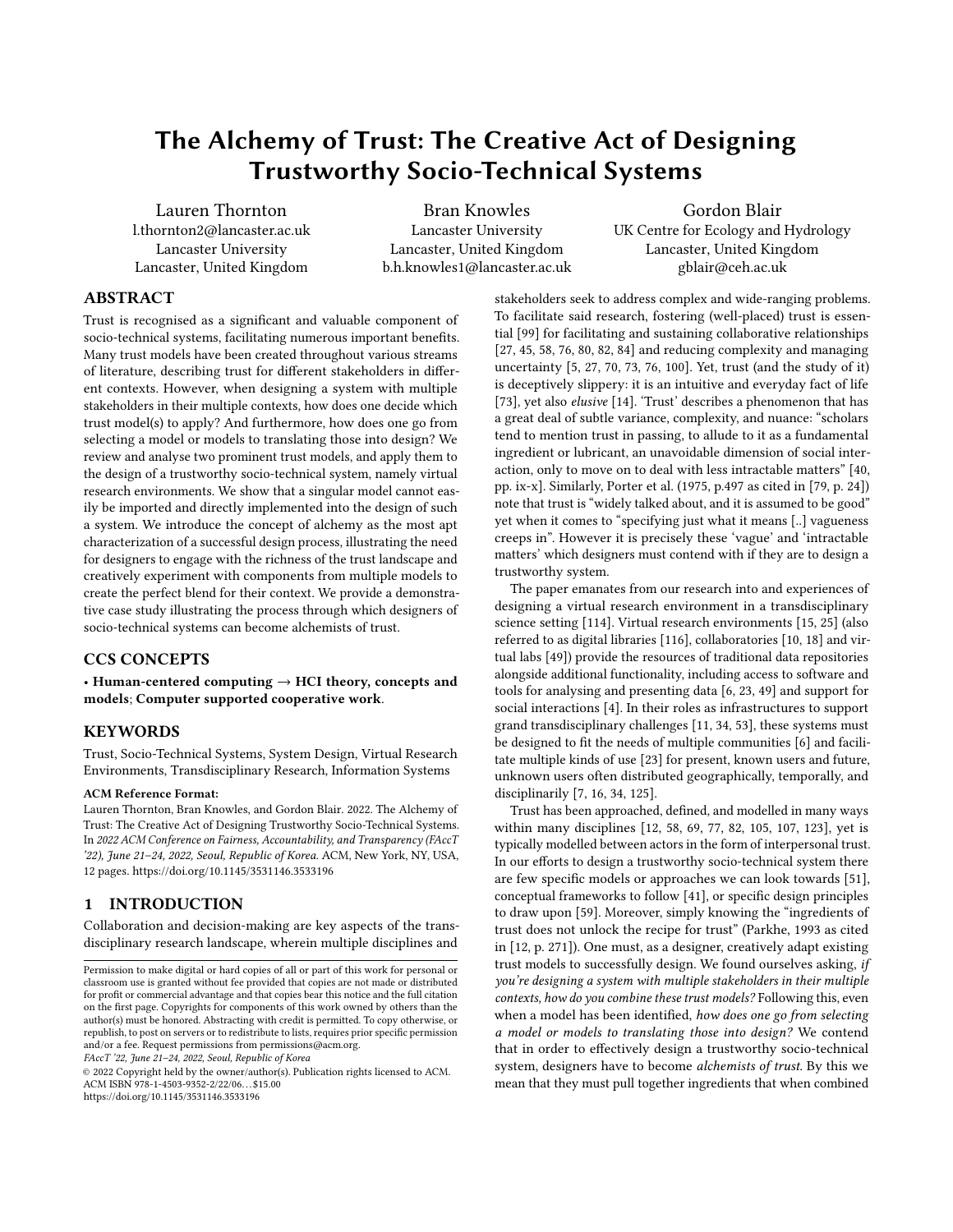# The Alchemy of Trust: The Creative Act of Designing Trustworthy Socio-Technical Systems

Lauren Thornton
l.thornton2@lancaster.ac.uk
Lancaster University
Lancaster, United Kingdom

Bran Knowles
Lancaster University
Lancaster, United Kingdom
b.h.knowles1@lancaster.ac.uk

Gordon Blair
UK Centre for Ecology and Hydrology
Lancaster, United Kingdom
gblair@ceh.ac.uk

## ABSTRACT

Trust is recognised as a significant and valuable component of socio-technical systems, facilitating numerous important benefits. Many trust models have been created throughout various streams of literature, describing trust for different stakeholders in different contexts. However, when designing a system with multiple stakeholders in their multiple contexts, how does one decide which trust model(s) to apply? And furthermore, how does one go from selecting a model or models to translating those into design? We review and analyse two prominent trust models, and apply them to the design of a trustworthy socio-technical system, namely virtual research environments. We show that a singular model cannot easily be imported and directly implemented into the design of such a system. We introduce the concept of alchemy as the most apt characterization of a successful design process, illustrating the need for designers to engage with the richness of the trust landscape and creatively experiment with components from multiple models to create the perfect blend for their context. We provide a demonstrative case study illustrating the process through which designers of socio-technical systems can become alchemists of trust.

## CCS CONCEPTS

• **Human-centered computing → HCI theory, concepts and models**; **Computer supported cooperative work**.

## KEYWORDS

Trust, Socio-Technical Systems, System Design, Virtual Research Environments, Transdisciplinary Research, Information Systems

**ACM Reference Format:**
Lauren Thornton, Bran Knowles, and Gordon Blair. 2022. The Alchemy of Trust: The Creative Act of Designing Trustworthy Socio-Technical Systems. In *2022 ACM Conference on Fairness, Accountability, and Transparency (FAccT '22), June 21–24, 2022, Seoul, Republic of Korea.* ACM, New York, NY, USA, 12 pages. https://doi.org/10.1145/3531146.3533196

## 1 INTRODUCTION

Collaboration and decision-making are key aspects of the transdisciplinary research landscape, wherein multiple disciplines and stakeholders seek to address complex and wide-ranging problems. To facilitate said research, fostering (well-placed) trust is essential [99] for facilitating and sustaining collaborative relationships [27, 45, 58, 76, 80, 82, 84] and reducing complexity and managing uncertainty [5, 27, 70, 73, 76, 100]. Yet, trust (and the study of it) is deceptively slippery: it is an intuitive and everyday fact of life [73], yet also *elusive* [14]. 'Trust' describes a phenomenon that has a great deal of subtle variance, complexity, and nuance: "scholars tend to mention trust in passing, to allude to it as a fundamental ingredient or lubricant, an unavoidable dimension of social interaction, only to move on to deal with less intractable matters" [40, pp. ix-x]. Similarly, Porter et al. (1975, p.497 as cited in [79, p. 24]) note that trust is "widely talked about, and it is assumed to be good" yet when it comes to "specifying just what it means [..] vagueness creeps in". However it is precisely these 'vague' and 'intractable matters' which designers must contend with if they are to design a trustworthy system.

The paper emanates from our research into and experiences of designing a virtual research environment in a transdisciplinary science setting [114]. Virtual research environments [15, 25] (also referred to as digital libraries [116], collaboratories [10, 18] and virtual labs [49]) provide the resources of traditional data repositories alongside additional functionality, including access to software and tools for analysing and presenting data [6, 23, 49] and support for social interactions [4]. In their roles as infrastructures to support grand transdisciplinary challenges [11, 34, 53], these systems must be designed to fit the needs of multiple communities [6] and facilitate multiple kinds of use [23] for present, known users and future, unknown users often distributed geographically, temporally, and disciplinarily [7, 16, 34, 125].

Trust has been approached, defined, and modelled in many ways within many disciplines [12, 58, 69, 77, 82, 105, 107, 123], yet is typically modelled between actors in the form of interpersonal trust. In our efforts to design a trustworthy socio-technical system there are few specific models or approaches we can look towards [51], conceptual frameworks to follow [41], or specific design principles to draw upon [59]. Moreover, simply knowing the "ingredients of trust does not unlock the recipe for trust" (Parkhe, 1993 as cited in [12, p. 271]). One must, as a designer, creatively adapt existing trust models to successfully design. We found ourselves asking, *if you're designing a system with multiple stakeholders in their multiple contexts, how do you combine these trust models?* Following this, even when a model has been identified, *how does one go from selecting a model or models to translating those into design?* We contend that in order to effectively design a trustworthy socio-technical system, designers have to become *alchemists of trust*. By this we mean that they must pull together ingredients that when combined

---

Permission to make digital or hard copies of all or part of this work for personal or classroom use is granted without fee provided that copies are not made or distributed for profit or commercial advantage and that copies bear this notice and the full citation on the first page. Copyrights for components of this work owned by others than the author(s) must be honored. Abstracting with credit is permitted. To copy otherwise, or republish, to post on servers or to redistribute to lists, requires prior specific permission and/or a fee. Request permissions from permissions@acm.org.
*FAccT '22, June 21–24, 2022, Seoul, Republic of Korea*
© 2022 Copyright held by the owner/author(s). Publication rights licensed to ACM.
ACM ISBN 978-1-4503-9352-2/22/06…$15.00
https://doi.org/10.1145/3531146.3533196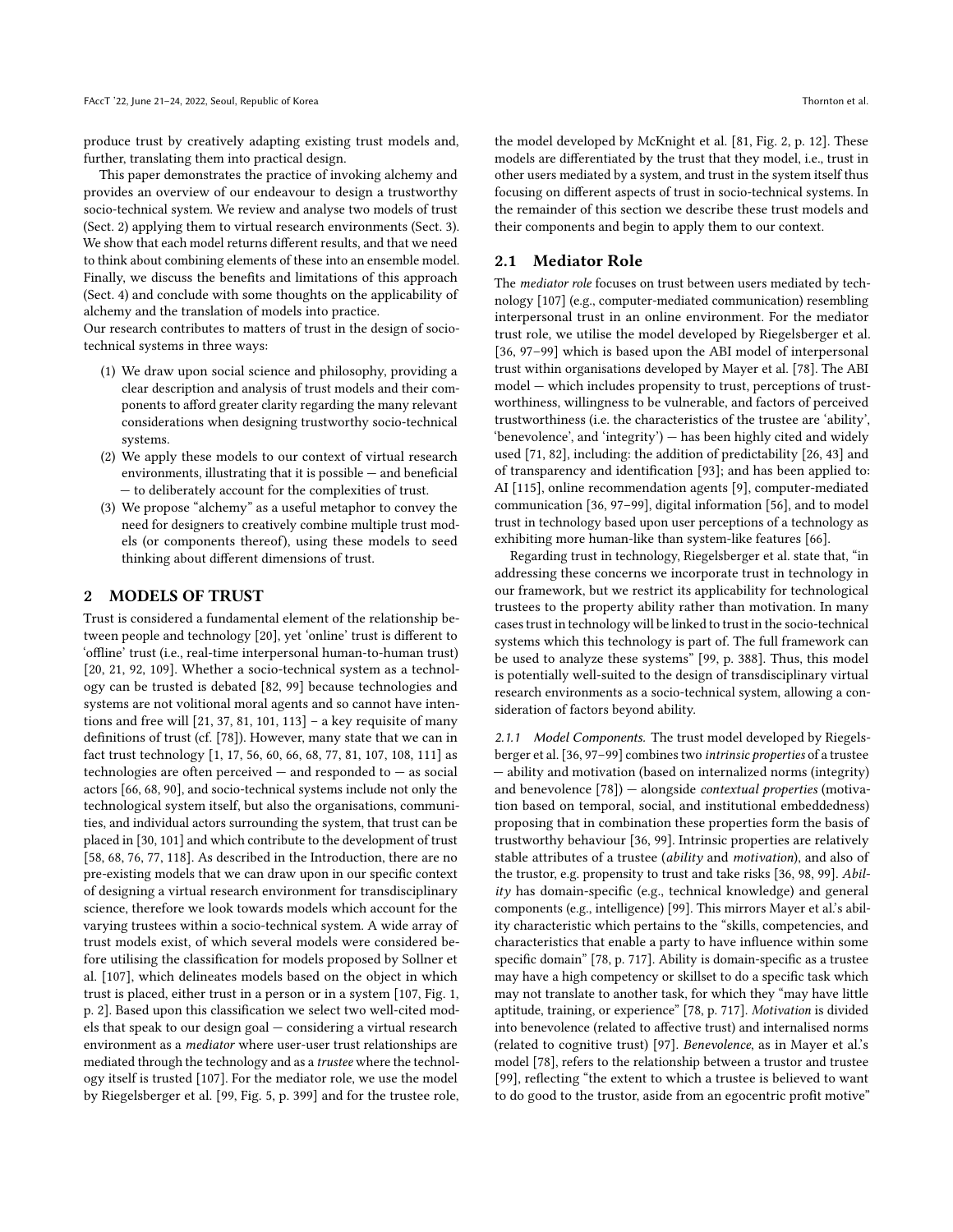produce trust by creatively adapting existing trust models and, further, translating them into practical design.

This paper demonstrates the practice of invoking alchemy and provides an overview of our endeavour to design a trustworthy socio-technical system. We review and analyse two models of trust (Sect. 2) applying them to virtual research environments (Sect. 3). We show that each model returns different results, and that we need to think about combining elements of these into an ensemble model. Finally, we discuss the benefits and limitations of this approach (Sect. 4) and conclude with some thoughts on the applicability of alchemy and the translation of models into practice.

Our research contributes to matters of trust in the design of socio-technical systems in three ways:

1. We draw upon social science and philosophy, providing a clear description and analysis of trust models and their components to afford greater clarity regarding the many relevant considerations when designing trustworthy socio-technical systems.
2. We apply these models to our context of virtual research environments, illustrating that it is possible — and beneficial — to deliberately account for the complexities of trust.
3. We propose "alchemy" as a useful metaphor to convey the need for designers to creatively combine multiple trust models (or components thereof), using these models to seed thinking about different dimensions of trust.

## 2 MODELS OF TRUST

Trust is considered a fundamental element of the relationship between people and technology [20], yet 'online' trust is different to 'offline' trust (i.e., real-time interpersonal human-to-human trust) [20, 21, 92, 109]. Whether a socio-technical system as a technology can be trusted is debated [82, 99] because technologies and systems are not volitional moral agents and so cannot have intentions and free will [21, 37, 81, 101, 113] – a key requisite of many definitions of trust (cf. [78]). However, many state that we can in fact trust technology [1, 17, 56, 60, 66, 68, 77, 81, 107, 108, 111] as technologies are often perceived — and responded to — as social actors [66, 68, 90], and socio-technical systems include not only the technological system itself, but also the organisations, communities, and individual actors surrounding the system, that trust can be placed in [30, 101] and which contribute to the development of trust [58, 68, 76, 77, 118]. As described in the Introduction, there are no pre-existing models that we can draw upon in our specific context of designing a virtual research environment for transdisciplinary science, therefore we look towards models which account for the varying trustees within a socio-technical system. A wide array of trust models exist, of which several models were considered before utilising the classification for models proposed by Sollner et al. [107], which delineates models based on the object in which trust is placed, either trust in a person or in a system [107, Fig. 1, p. 2]. Based upon this classification we select two well-cited models that speak to our design goal — considering a virtual research environment as a *mediator* where user-user trust relationships are mediated through the technology and as a *trustee* where the technology itself is trusted [107]. For the mediator role, we use the model by Riegelsberger et al. [99, Fig. 5, p. 399] and for the trustee role, the model developed by McKnight et al. [81, Fig. 2, p. 12]. These models are differentiated by the trust that they model, i.e., trust in other users mediated by a system, and trust in the system itself thus focusing on different aspects of trust in socio-technical systems. In the remainder of this section we describe these trust models and their components and begin to apply them to our context.

### 2.1 Mediator Role

The *mediator role* focuses on trust between users mediated by technology [107] (e.g., computer-mediated communication) resembling interpersonal trust in an online environment. For the mediator trust role, we utilise the model developed by Riegelsberger et al. [36, 97–99] which is based upon the ABI model of interpersonal trust within organisations developed by Mayer et al. [78]. The ABI model — which includes propensity to trust, perceptions of trustworthiness, willingness to be vulnerable, and factors of perceived trustworthiness (i.e. the characteristics of the trustee are 'ability', 'benevolence', and 'integrity') — has been highly cited and widely used [71, 82], including: the addition of predictability [26, 43] and of transparency and identification [93]; and has been applied to: AI [115], online recommendation agents [9], computer-mediated communication [36, 97–99], digital information [56], and to model trust in technology based upon user perceptions of a technology as exhibiting more human-like than system-like features [66].

Regarding trust in technology, Riegelsberger et al. state that, "in addressing these concerns we incorporate trust in technology in our framework, but we restrict its applicability for technological trustees to the property ability rather than motivation. In many cases trust in technology will be linked to trust in the socio-technical systems which this technology is part of. The full framework can be used to analyze these systems" [99, p. 388]. Thus, this model is potentially well-suited to the design of transdisciplinary virtual research environments as a socio-technical system, allowing a consideration of factors beyond ability.

#### 2.1.1 Model Components.

The trust model developed by Riegelsberger et al. [36, 97–99] combines two *intrinsic properties* of a trustee — ability and motivation (based on internalized norms (integrity) and benevolence [78]) — alongside *contextual properties* (motivation based on temporal, social, and institutional embeddedness) proposing that in combination these properties form the basis of trustworthy behaviour [36, 99]. Intrinsic properties are relatively stable attributes of a trustee (*ability* and *motivation*), and also of the trustor, e.g. propensity to trust and take risks [36, 98, 99]. *Ability* has domain-specific (e.g., technical knowledge) and general components (e.g., intelligence) [99]. This mirrors Mayer et al.'s ability characteristic which pertains to the "skills, competencies, and characteristics that enable a party to have influence within some specific domain" [78, p. 717]. Ability is domain-specific as a trustee may have a high competency or skillset to do a specific task which may not translate to another task, for which they "may have little aptitude, training, or experience" [78, p. 717]. *Motivation* is divided into benevolence (related to affective trust) and internalised norms (related to cognitive trust) [97]. *Benevolence*, as in Mayer et al.'s model [78], refers to the relationship between a trustor and trustee [99], reflecting "the extent to which a trustee is believed to want to do good to the trustor, aside from an egocentric profit motive"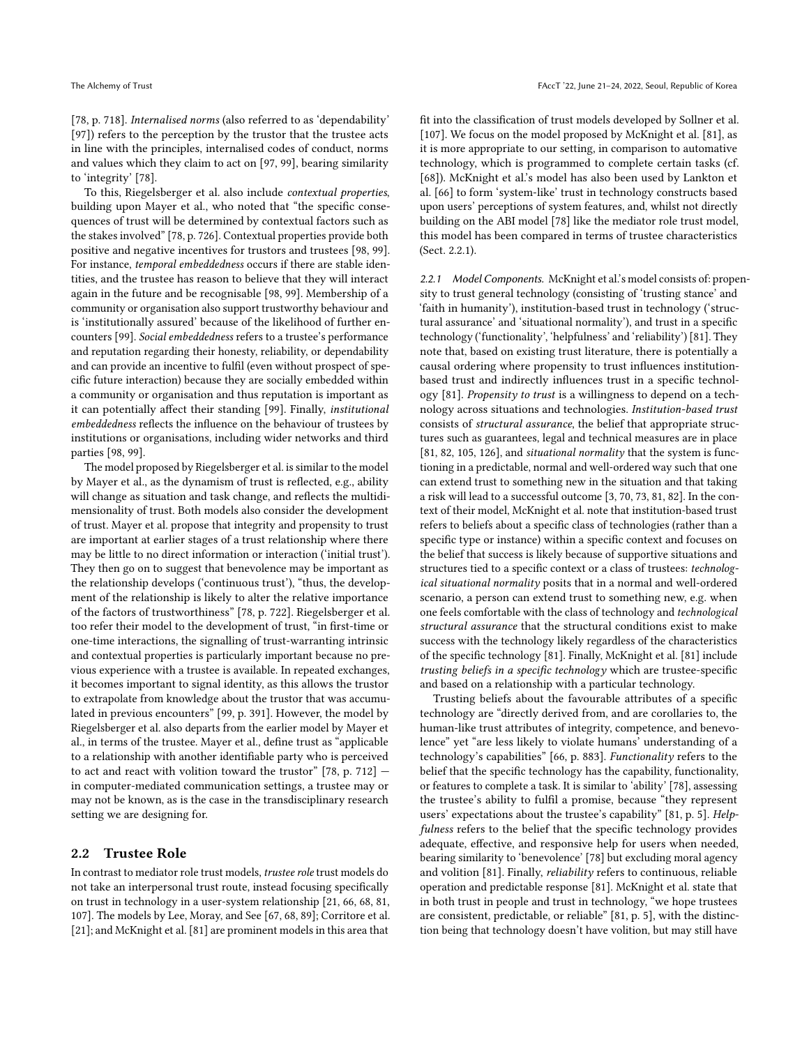[78, p. 718]. *Internalised norms* (also referred to as 'dependability' [97]) refers to the perception by the trustor that the trustee acts in line with the principles, internalised codes of conduct, norms and values which they claim to act on [97, 99], bearing similarity to 'integrity' [78].

To this, Riegelsberger et al. also include *contextual properties*, building upon Mayer et al., who noted that "the specific consequences of trust will be determined by contextual factors such as the stakes involved" [78, p. 726]. Contextual properties provide both positive and negative incentives for trustors and trustees [98, 99]. For instance, *temporal embeddedness* occurs if there are stable identities, and the trustee has reason to believe that they will interact again in the future and be recognisable [98, 99]. Membership of a community or organisation also support trustworthy behaviour and is 'institutionally assured' because of the likelihood of further encounters [99]. *Social embeddedness* refers to a trustee's performance and reputation regarding their honesty, reliability, or dependability and can provide an incentive to fulfil (even without prospect of specific future interaction) because they are socially embedded within a community or organisation and thus reputation is important as it can potentially affect their standing [99]. Finally, *institutional embeddedness* reflects the influence on the behaviour of trustees by institutions or organisations, including wider networks and third parties [98, 99].

The model proposed by Riegelsberger et al. is similar to the model by Mayer et al., as the dynamism of trust is reflected, e.g., ability will change as situation and task change, and reflects the multidimensionality of trust. Both models also consider the development of trust. Mayer et al. propose that integrity and propensity to trust are important at earlier stages of a trust relationship where there may be little to no direct information or interaction ('initial trust'). They then go on to suggest that benevolence may be important as the relationship develops ('continuous trust'), "thus, the development of the relationship is likely to alter the relative importance of the factors of trustworthiness" [78, p. 722]. Riegelsberger et al. too refer their model to the development of trust, "in first-time or one-time interactions, the signalling of trust-warranting intrinsic and contextual properties is particularly important because no previous experience with a trustee is available. In repeated exchanges, it becomes important to signal identity, as this allows the trustor to extrapolate from knowledge about the trustor that was accumulated in previous encounters" [99, p. 391]. However, the model by Riegelsberger et al. also departs from the earlier model by Mayer et al., in terms of the trustee. Mayer et al., define trust as "applicable to a relationship with another identifiable party who is perceived to act and react with volition toward the trustor" [78, p. 712] — in computer-mediated communication settings, a trustee may or may not be known, as is the case in the transdisciplinary research setting we are designing for.

## 2.2 Trustee Role

In contrast to mediator role trust models, *trustee role* trust models do not take an interpersonal trust route, instead focusing specifically on trust in technology in a user-system relationship [21, 66, 68, 81, 107]. The models by Lee, Moray, and See [67, 68, 89]; Corritore et al. [21]; and McKnight et al. [81] are prominent models in this area that fit into the classification of trust models developed by Sollner et al. [107]. We focus on the model proposed by McKnight et al. [81], as it is more appropriate to our setting, in comparison to automative technology, which is programmed to complete certain tasks (cf. [68]). McKnight et al.'s model has also been used by Lankton et al. [66] to form 'system-like' trust in technology constructs based upon users' perceptions of system features, and, whilst not directly building on the ABI model [78] like the mediator role trust model, this model has been compared in terms of trustee characteristics (Sect. 2.2.1).

### 2.2.1 Model Components.

McKnight et al.'s model consists of: propensity to trust general technology (consisting of 'trusting stance' and 'faith in humanity'), institution-based trust in technology ('structural assurance' and 'situational normality'), and trust in a specific technology ('functionality', 'helpfulness' and 'reliability') [81]. They note that, based on existing trust literature, there is potentially a causal ordering where propensity to trust influences institution-based trust and indirectly influences trust in a specific technology [81]. *Propensity to trust* is a willingness to depend on a technology across situations and technologies. *Institution-based trust* consists of *structural assurance*, the belief that appropriate structures such as guarantees, legal and technical measures are in place [81, 82, 105, 126], and *situational normality* that the system is functioning in a predictable, normal and well-ordered way such that one can extend trust to something new in the situation and that taking a risk will lead to a successful outcome [3, 70, 73, 81, 82]. In the context of their model, McKnight et al. note that institution-based trust refers to beliefs about a specific class of technologies (rather than a specific type or instance) within a specific context and focuses on the belief that success is likely because of supportive situations and structures tied to a specific context or a class of trustees: *technological situational normality* posits that in a normal and well-ordered scenario, a person can extend trust to something new, e.g. when one feels comfortable with the class of technology and *technological structural assurance* that the structural conditions exist to make success with the technology likely regardless of the characteristics of the specific technology [81]. Finally, McKnight et al. [81] include *trusting beliefs in a specific technology* which are trustee-specific and based on a relationship with a particular technology.

Trusting beliefs about the favourable attributes of a specific technology are "directly derived from, and are corollaries to, the human-like trust attributes of integrity, competence, and benevolence" yet "are less likely to violate humans' understanding of a technology's capabilities" [66, p. 883]. *Functionality* refers to the belief that the specific technology has the capability, functionality, or features to complete a task. It is similar to 'ability' [78], assessing the trustee's ability to fulfil a promise, because "they represent users' expectations about the trustee's capability" [81, p. 5]. *Helpfulness* refers to the belief that the specific technology provides adequate, effective, and responsive help for users when needed, bearing similarity to 'benevolence' [78] but excluding moral agency and volition [81]. Finally, *reliability* refers to continuous, reliable operation and predictable response [81]. McKnight et al. state that in both trust in people and trust in technology, "we hope trustees are consistent, predictable, or reliable" [81, p. 5], with the distinction being that technology doesn't have volition, but may still have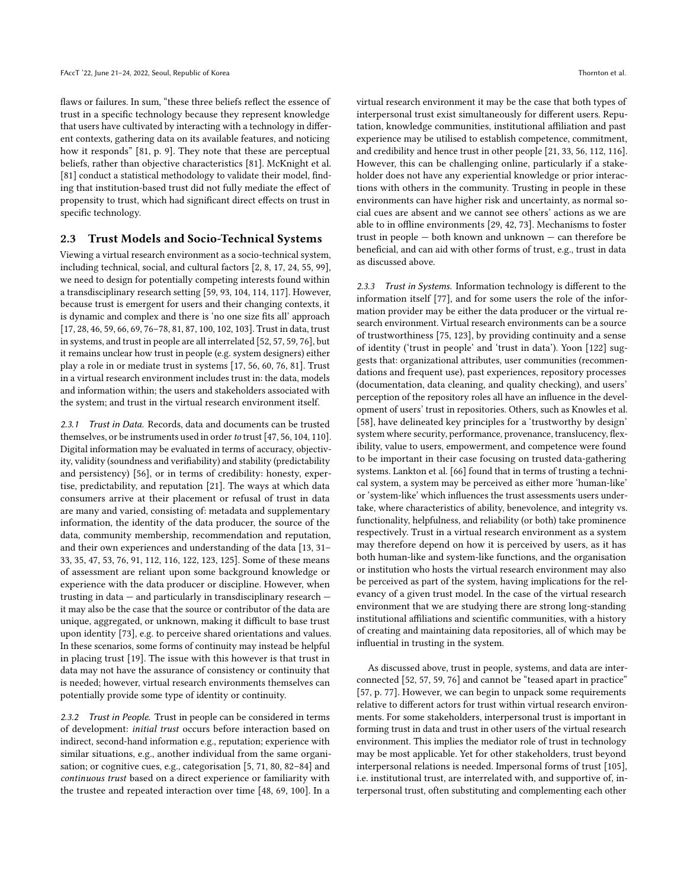flaws or failures. In sum, "these three beliefs reflect the essence of trust in a specific technology because they represent knowledge that users have cultivated by interacting with a technology in different contexts, gathering data on its available features, and noticing how it responds" [81, p. 9]. They note that these are perceptual beliefs, rather than objective characteristics [81]. McKnight et al. [81] conduct a statistical methodology to validate their model, finding that institution-based trust did not fully mediate the effect of propensity to trust, which had significant direct effects on trust in specific technology.

## 2.3 Trust Models and Socio-Technical Systems

Viewing a virtual research environment as a socio-technical system, including technical, social, and cultural factors [2, 8, 17, 24, 55, 99], we need to design for potentially competing interests found within a transdisciplinary research setting [59, 93, 104, 114, 117]. However, because trust is emergent for users and their changing contexts, it is dynamic and complex and there is 'no one size fits all' approach [17, 28, 46, 59, 66, 69, 76–78, 81, 87, 100, 102, 103]. Trust in data, trust in systems, and trust in people are all interrelated [52, 57, 59, 76], but it remains unclear how trust in people (e.g. system designers) either play a role in or mediate trust in systems [17, 56, 60, 76, 81]. Trust in a virtual research environment includes trust in: the data, models and information within; the users and stakeholders associated with the system; and trust in the virtual research environment itself.

*2.3.1 Trust in Data.* Records, data and documents can be trusted themselves, or be instruments used in order *to* trust [47, 56, 104, 110]. Digital information may be evaluated in terms of accuracy, objectivity, validity (soundness and verifiability) and stability (predictability and persistency) [56], or in terms of credibility: honesty, expertise, predictability, and reputation [21]. The ways at which data consumers arrive at their placement or refusal of trust in data are many and varied, consisting of: metadata and supplementary information, the identity of the data producer, the source of the data, community membership, recommendation and reputation, and their own experiences and understanding of the data [13, 31–33, 35, 47, 53, 76, 91, 112, 116, 122, 123, 125]. Some of these means of assessment are reliant upon some background knowledge or experience with the data producer or discipline. However, when trusting in data — and particularly in transdisciplinary research — it may also be the case that the source or contributor of the data are unique, aggregated, or unknown, making it difficult to base trust upon identity [73], e.g. to perceive shared orientations and values. In these scenarios, some forms of continuity may instead be helpful in placing trust [19]. The issue with this however is that trust in data may not have the assurance of consistency or continuity that is needed; however, virtual research environments themselves can potentially provide some type of identity or continuity.

*2.3.2 Trust in People.* Trust in people can be considered in terms of development: *initial trust* occurs before interaction based on indirect, second-hand information e.g., reputation; experience with similar situations, e.g., another individual from the same organisation; or cognitive cues, e.g., categorisation [5, 71, 80, 82–84] and *continuous trust* based on a direct experience or familiarity with the trustee and repeated interaction over time [48, 69, 100]. In a virtual research environment it may be the case that both types of interpersonal trust exist simultaneously for different users. Reputation, knowledge communities, institutional affiliation and past experience may be utilised to establish competence, commitment, and credibility and hence trust in other people [21, 33, 56, 112, 116]. However, this can be challenging online, particularly if a stakeholder does not have any experiential knowledge or prior interactions with others in the community. Trusting in people in these environments can have higher risk and uncertainty, as normal social cues are absent and we cannot see others' actions as we are able to in offline environments [29, 42, 73]. Mechanisms to foster trust in people — both known and unknown — can therefore be beneficial, and can aid with other forms of trust, e.g., trust in data as discussed above.

*2.3.3 Trust in Systems.* Information technology is different to the information itself [77], and for some users the role of the information provider may be either the data producer or the virtual research environment. Virtual research environments can be a source of trustworthiness [75, 123], by providing continuity and a sense of identity ('trust in people' and 'trust in data'). Yoon [122] suggests that: organizational attributes, user communities (recommendations and frequent use), past experiences, repository processes (documentation, data cleaning, and quality checking), and users' perception of the repository roles all have an influence in the development of users' trust in repositories. Others, such as Knowles et al. [58], have delineated key principles for a 'trustworthy by design' system where security, performance, provenance, translucency, flexibility, value to users, empowerment, and competence were found to be important in their case focusing on trusted data-gathering systems. Lankton et al. [66] found that in terms of trusting a technical system, a system may be perceived as either more 'human-like' or 'system-like' which influences the trust assessments users undertake, where characteristics of ability, benevolence, and integrity vs. functionality, helpfulness, and reliability (or both) take prominence respectively. Trust in a virtual research environment as a system may therefore depend on how it is perceived by users, as it has both human-like and system-like functions, and the organisation or institution who hosts the virtual research environment may also be perceived as part of the system, having implications for the relevancy of a given trust model. In the case of the virtual research environment that we are studying there are strong long-standing institutional affiliations and scientific communities, with a history of creating and maintaining data repositories, all of which may be influential in trusting in the system.

As discussed above, trust in people, systems, and data are interconnected [52, 57, 59, 76] and cannot be "teased apart in practice" [57, p. 77]. However, we can begin to unpack some requirements relative to different actors for trust within virtual research environments. For some stakeholders, interpersonal trust is important in forming trust in data and trust in other users of the virtual research environment. This implies the mediator role of trust in technology may be most applicable. Yet for other stakeholders, trust beyond interpersonal relations is needed. Impersonal forms of trust [105], i.e. institutional trust, are interrelated with, and supportive of, interpersonal trust, often substituting and complementing each other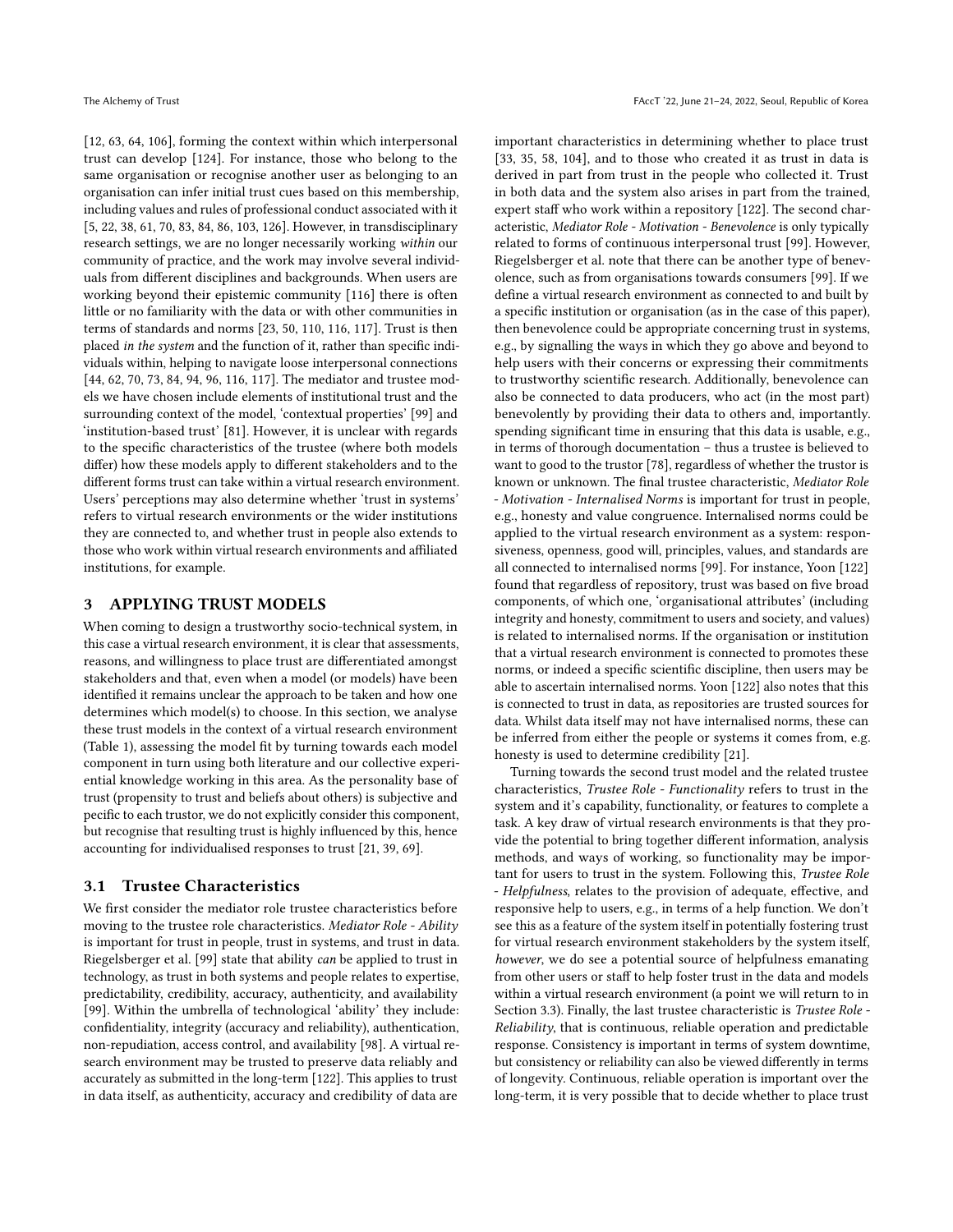[12, 63, 64, 106], forming the context within which interpersonal trust can develop [124]. For instance, those who belong to the same organisation or recognise another user as belonging to an organisation can infer initial trust cues based on this membership, including values and rules of professional conduct associated with it [5, 22, 38, 61, 70, 83, 84, 86, 103, 126]. However, in transdisciplinary research settings, we are no longer necessarily working *within* our community of practice, and the work may involve several individuals from different disciplines and backgrounds. When users are working beyond their epistemic community [116] there is often little or no familiarity with the data or with other communities in terms of standards and norms [23, 50, 110, 116, 117]. Trust is then placed *in the system* and the function of it, rather than specific individuals within, helping to navigate loose interpersonal connections [44, 62, 70, 73, 84, 94, 96, 116, 117]. The mediator and trustee models we have chosen include elements of institutional trust and the surrounding context of the model, 'contextual properties' [99] and 'institution-based trust' [81]. However, it is unclear with regards to the specific characteristics of the trustee (where both models differ) how these models apply to different stakeholders and to the different forms trust can take within a virtual research environment. Users' perceptions may also determine whether 'trust in systems' refers to virtual research environments or the wider institutions they are connected to, and whether trust in people also extends to those who work within virtual research environments and affiliated institutions, for example.

## 3 APPLYING TRUST MODELS

When coming to design a trustworthy socio-technical system, in this case a virtual research environment, it is clear that assessments, reasons, and willingness to place trust are differentiated amongst stakeholders and that, even when a model (or models) have been identified it remains unclear the approach to be taken and how one determines which model(s) to choose. In this section, we analyse these trust models in the context of a virtual research environment (Table 1), assessing the model fit by turning towards each model component in turn using both literature and our collective experiential knowledge working in this area. As the personality base of trust (propensity to trust and beliefs about others) is subjective and pecific to each trustor, we do not explicitly consider this component, but recognise that resulting trust is highly influenced by this, hence accounting for individualised responses to trust [21, 39, 69].

### 3.1 Trustee Characteristics

We first consider the mediator role trustee characteristics before moving to the trustee role characteristics. *Mediator Role - Ability* is important for trust in people, trust in systems, and trust in data. Riegelsberger et al. [99] state that ability *can* be applied to trust in technology, as trust in both systems and people relates to expertise, predictability, credibility, accuracy, authenticity, and availability [99]. Within the umbrella of technological 'ability' they include: confidentiality, integrity (accuracy and reliability), authentication, non-repudiation, access control, and availability [98]. A virtual research environment may be trusted to preserve data reliably and accurately as submitted in the long-term [122]. This applies to trust in data itself, as authenticity, accuracy and credibility of data are important characteristics in determining whether to place trust [33, 35, 58, 104], and to those who created it as trust in data is derived in part from trust in the people who collected it. Trust in both data and the system also arises in part from the trained, expert staff who work within a repository [122]. The second characteristic, *Mediator Role - Motivation - Benevolence* is only typically related to forms of continuous interpersonal trust [99]. However, Riegelsberger et al. note that there can be another type of benevolence, such as from organisations towards consumers [99]. If we define a virtual research environment as connected to and built by a specific institution or organisation (as in the case of this paper), then benevolence could be appropriate concerning trust in systems, e.g., by signalling the ways in which they go above and beyond to help users with their concerns or expressing their commitments to trustworthy scientific research. Additionally, benevolence can also be connected to data producers, who act (in the most part) benevolently by providing their data to others and, importantly. spending significant time in ensuring that this data is usable, e.g., in terms of thorough documentation – thus a trustee is believed to want to good to the trustor [78], regardless of whether the trustor is known or unknown. The final trustee characteristic, *Mediator Role - Motivation - Internalised Norms* is important for trust in people, e.g., honesty and value congruence. Internalised norms could be applied to the virtual research environment as a system: responsiveness, openness, good will, principles, values, and standards are all connected to internalised norms [99]. For instance, Yoon [122] found that regardless of repository, trust was based on five broad components, of which one, 'organisational attributes' (including integrity and honesty, commitment to users and society, and values) is related to internalised norms. If the organisation or institution that a virtual research environment is connected to promotes these norms, or indeed a specific scientific discipline, then users may be able to ascertain internalised norms. Yoon [122] also notes that this is connected to trust in data, as repositories are trusted sources for data. Whilst data itself may not have internalised norms, these can be inferred from either the people or systems it comes from, e.g. honesty is used to determine credibility [21].

Turning towards the second trust model and the related trustee characteristics, *Trustee Role - Functionality* refers to trust in the system and it's capability, functionality, or features to complete a task. A key draw of virtual research environments is that they provide the potential to bring together different information, analysis methods, and ways of working, so functionality may be important for users to trust in the system. Following this, *Trustee Role - Helpfulness*, relates to the provision of adequate, effective, and responsive help to users, e.g., in terms of a help function. We don't see this as a feature of the system itself in potentially fostering trust for virtual research environment stakeholders by the system itself, *however*, we do see a potential source of helpfulness emanating from other users or staff to help foster trust in the data and models within a virtual research environment (a point we will return to in Section 3.3). Finally, the last trustee characteristic is *Trustee Role - Reliability*, that is continuous, reliable operation and predictable response. Consistency is important in terms of system downtime, but consistency or reliability can also be viewed differently in terms of longevity. Continuous, reliable operation is important over the long-term, it is very possible that to decide whether to place trust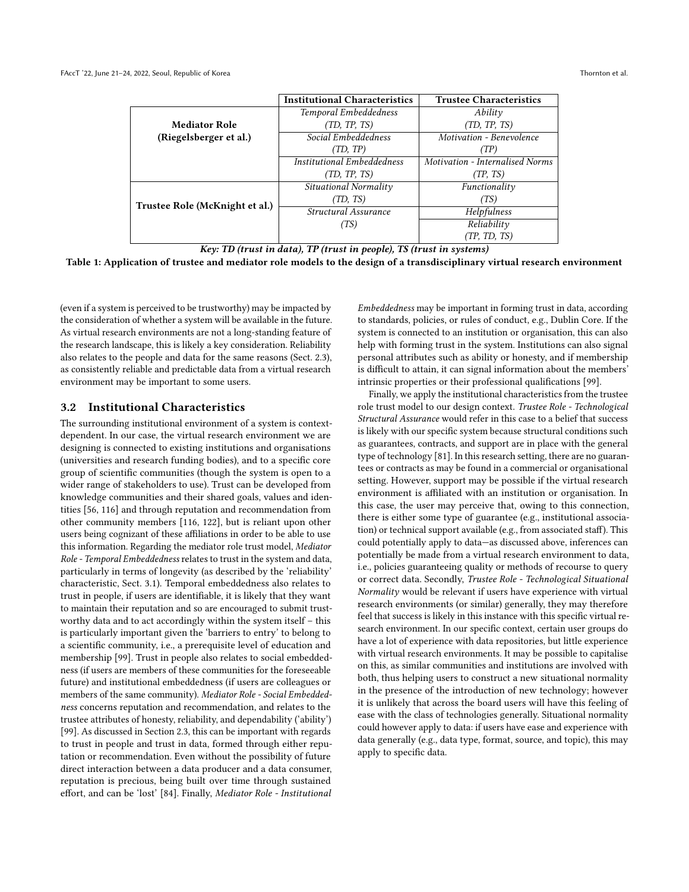| | Institutional Characteristics | Trustee Characteristics |
|---|---|---|
| **Mediator Role (Riegelsberger et al.)** | *Temporal Embeddedness* (TD, TP, TS) | *Ability* (TD, TP, TS) |
| | *Social Embeddedness* (TD, TP) | *Motivation - Benevolence* (TP) |
| | *Institutional Embeddedness* (TD, TP, TS) | *Motivation - Internalised Norms* (TP, TS) |
| **Trustee Role (McKnight et al.)** | *Situational Normality* (TD, TS) | *Functionality* (TS) |
| | *Structural Assurance* (TS) | *Helpfulness* |
| | | *Reliability* (TP, TD, TS) |

***Key: TD (trust in data), TP (trust in people), TS (trust in systems)***

**Table 1: Application of trustee and mediator role models to the design of a transdisciplinary virtual research environment**

(even if a system is perceived to be trustworthy) may be impacted by the consideration of whether a system will be available in the future. As virtual research environments are not a long-standing feature of the research landscape, this is likely a key consideration. Reliability also relates to the people and data for the same reasons (Sect. 2.3), as consistently reliable and predictable data from a virtual research environment may be important to some users.

### 3.2 Institutional Characteristics

The surrounding institutional environment of a system is context-dependent. In our case, the virtual research environment we are designing is connected to existing institutions and organisations (universities and research funding bodies), and to a specific core group of scientific communities (though the system is open to a wider range of stakeholders to use). Trust can be developed from knowledge communities and their shared goals, values and identities [56, 116] and through reputation and recommendation from other community members [116, 122], but is reliant upon other users being cognizant of these affiliations in order to be able to use this information. Regarding the mediator role trust model, *Mediator Role - Temporal Embeddedness* relates to trust in the system and data, particularly in terms of longevity (as described by the 'reliability' characteristic, Sect. 3.1). Temporal embeddedness also relates to trust in people, if users are identifiable, it is likely that they want to maintain their reputation and so are encouraged to submit trustworthy data and to act accordingly within the system itself – this is particularly important given the 'barriers to entry' to belong to a scientific community, i.e., a prerequisite level of education and membership [99]. Trust in people also relates to social embeddedness (if users are members of these communities for the foreseeable future) and institutional embeddedness (if users are colleagues or members of the same community). *Mediator Role - Social Embeddedness* concerns reputation and recommendation, and relates to the trustee attributes of honesty, reliability, and dependability ('ability') [99]. As discussed in Section 2.3, this can be important with regards to trust in people and trust in data, formed through either reputation or recommendation. Even without the possibility of future direct interaction between a data producer and a data consumer, reputation is precious, being built over time through sustained effort, and can be 'lost' [84]. Finally, *Mediator Role - Institutional Embeddedness* may be important in forming trust in data, according to standards, policies, or rules of conduct, e.g., Dublin Core. If the system is connected to an institution or organisation, this can also help with forming trust in the system. Institutions can also signal personal attributes such as ability or honesty, and if membership is difficult to attain, it can signal information about the members' intrinsic properties or their professional qualifications [99].

Finally, we apply the institutional characteristics from the trustee role trust model to our design context. *Trustee Role - Technological Structural Assurance* would refer in this case to a belief that success is likely with our specific system because structural conditions such as guarantees, contracts, and support are in place with the general type of technology [81]. In this research setting, there are no guarantees or contracts as may be found in a commercial or organisational setting. However, support may be possible if the virtual research environment is affiliated with an institution or organisation. In this case, the user may perceive that, owing to this connection, there is either some type of guarantee (e.g., institutional association) or technical support available (e.g., from associated staff). This could potentially apply to data—as discussed above, inferences can potentially be made from a virtual research environment to data, i.e., policies guaranteeing quality or methods of recourse to query or correct data. Secondly, *Trustee Role - Technological Situational Normality* would be relevant if users have experience with virtual research environments (or similar) generally, they may therefore feel that success is likely in this instance with this specific virtual research environment. In our specific context, certain user groups do have a lot of experience with data repositories, but little experience with virtual research environments. It may be possible to capitalise on this, as similar communities and institutions are involved with both, thus helping users to construct a new situational normality in the presence of the introduction of new technology; however it is unlikely that across the board users will have this feeling of ease with the class of technologies generally. Situational normality could however apply to data: if users have ease and experience with data generally (e.g., data type, format, source, and topic), this may apply to specific data.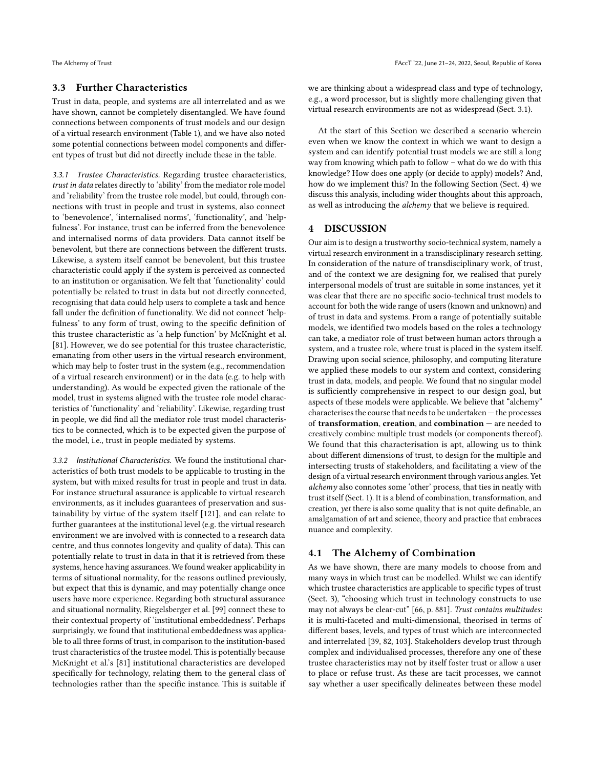### 3.3 Further Characteristics

Trust in data, people, and systems are all interrelated and as we have shown, cannot be completely disentangled. We have found connections between components of trust models and our design of a virtual research environment (Table 1), and we have also noted some potential connections between model components and different types of trust but did not directly include these in the table.

*3.3.1 Trustee Characteristics.* Regarding trustee characteristics, *trust in data* relates directly to 'ability' from the mediator role model and 'reliability' from the trustee role model, but could, through connections with trust in people and trust in systems, also connect to 'benevolence', 'internalised norms', 'functionality', and 'helpfulness'. For instance, trust can be inferred from the benevolence and internalised norms of data providers. Data cannot itself be benevolent, but there are connections between the different trusts. Likewise, a system itself cannot be benevolent, but this trustee characteristic could apply if the system is perceived as connected to an institution or organisation. We felt that 'functionality' could potentially be related to trust in data but not directly connected, recognising that data could help users to complete a task and hence fall under the definition of functionality. We did not connect 'helpfulness' to any form of trust, owing to the specific definition of this trustee characteristic as 'a help function' by McKnight et al. [81]. However, we do see potential for this trustee characteristic, emanating from other users in the virtual research environment, which may help to foster trust in the system (e.g., recommendation of a virtual research environment) or in the data (e.g. to help with understanding). As would be expected given the rationale of the model, trust in systems aligned with the trustee role model characteristics of 'functionality' and 'reliability'. Likewise, regarding trust in people, we did find all the mediator role trust model characteristics to be connected, which is to be expected given the purpose of the model, i.e., trust in people mediated by systems.

*3.3.2 Institutional Characteristics.* We found the institutional characteristics of both trust models to be applicable to trusting in the system, but with mixed results for trust in people and trust in data. For instance structural assurance is applicable to virtual research environments, as it includes guarantees of preservation and sustainability by virtue of the system itself [121], and can relate to further guarantees at the institutional level (e.g. the virtual research environment we are involved with is connected to a research data centre, and thus connotes longevity and quality of data). This can potentially relate to trust in data in that it is retrieved from these systems, hence having assurances. We found weaker applicability in terms of situational normality, for the reasons outlined previously, but expect that this is dynamic, and may potentially change once users have more experience. Regarding both structural assurance and situational normality, Riegelsberger et al. [99] connect these to their contextual property of 'institutional embeddedness'. Perhaps surprisingly, we found that institutional embeddedness was applicable to all three forms of trust, in comparison to the institution-based trust characteristics of the trustee model. This is potentially because McKnight et al.'s [81] institutional characteristics are developed specifically for technology, relating them to the general class of technologies rather than the specific instance. This is suitable if we are thinking about a widespread class and type of technology, e.g., a word processor, but is slightly more challenging given that virtual research environments are not as widespread (Sect. 3.1).

At the start of this Section we described a scenario wherein even when we know the context in which we want to design a system and can identify potential trust models we are still a long way from knowing which path to follow – what do we do with this knowledge? How does one apply (or decide to apply) models? And, how do we implement this? In the following Section (Sect. 4) we discuss this analysis, including wider thoughts about this approach, as well as introducing the *alchemy* that we believe is required.

## 4 DISCUSSION

Our aim is to design a trustworthy socio-technical system, namely a virtual research environment in a transdisciplinary research setting. In consideration of the nature of transdisciplinary work, of trust, and of the context we are designing for, we realised that purely interpersonal models of trust are suitable in some instances, yet it was clear that there are no specific socio-technical trust models to account for both the wide range of users (known and unknown) and of trust in data and systems. From a range of potentially suitable models, we identified two models based on the roles a technology can take, a mediator role of trust between human actors through a system, and a trustee role, where trust is placed in the system itself. Drawing upon social science, philosophy, and computing literature we applied these models to our system and context, considering trust in data, models, and people. We found that no singular model is sufficiently comprehensive in respect to our design goal, but aspects of these models were applicable. We believe that "alchemy" characterises the course that needs to be undertaken — the processes of **transformation**, **creation**, and **combination** — are needed to creatively combine multiple trust models (or components thereof). We found that this characterisation is apt, allowing us to think about different dimensions of trust, to design for the multiple and intersecting trusts of stakeholders, and facilitating a view of the design of a virtual research environment through various angles. Yet *alchemy* also connotes some 'other' process, that ties in neatly with trust itself (Sect. 1). It is a blend of combination, transformation, and creation, *yet* there is also some quality that is not quite definable, an amalgamation of art and science, theory and practice that embraces nuance and complexity.

### 4.1 The Alchemy of Combination

As we have shown, there are many models to choose from and many ways in which trust can be modelled. Whilst we can identify which trustee characteristics are applicable to specific types of trust (Sect. 3), "choosing which trust in technology constructs to use may not always be clear-cut" [66, p. 881]. *Trust contains multitudes*: it is multi-faceted and multi-dimensional, theorised in terms of different bases, levels, and types of trust which are interconnected and interrelated [39, 82, 103]. Stakeholders develop trust through complex and individualised processes, therefore any one of these trustee characteristics may not by itself foster trust or allow a user to place or refuse trust. As these are tacit processes, we cannot say whether a user specifically delineates between these model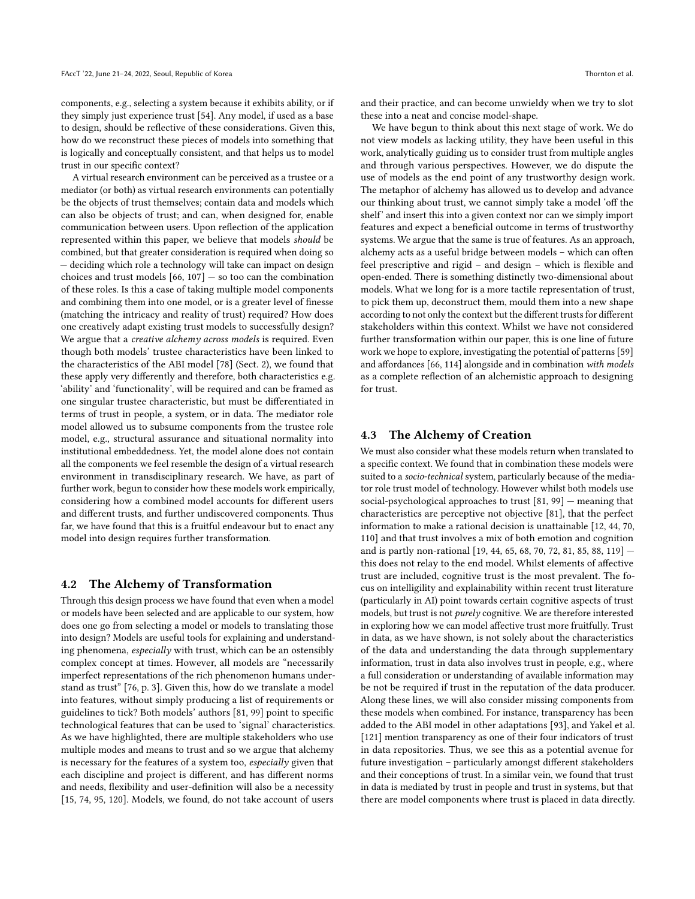components, e.g., selecting a system because it exhibits ability, or if they simply just experience trust [54]. Any model, if used as a base to design, should be reflective of these considerations. Given this, how do we reconstruct these pieces of models into something that is logically and conceptually consistent, and that helps us to model trust in our specific context?

A virtual research environment can be perceived as a trustee or a mediator (or both) as virtual research environments can potentially be the objects of trust themselves; contain data and models which can also be objects of trust; and can, when designed for, enable communication between users. Upon reflection of the application represented within this paper, we believe that models *should* be combined, but that greater consideration is required when doing so — deciding which role a technology will take can impact on design choices and trust models [66, 107] — so too can the combination of these roles. Is this a case of taking multiple model components and combining them into one model, or is a greater level of finesse (matching the intricacy and reality of trust) required? How does one creatively adapt existing trust models to successfully design? We argue that a *creative alchemy across models* is required. Even though both models' trustee characteristics have been linked to the characteristics of the ABI model [78] (Sect. 2), we found that these apply very differently and therefore, both characteristics e.g. 'ability' and 'functionality', will be required and can be framed as one singular trustee characteristic, but must be differentiated in terms of trust in people, a system, or in data. The mediator role model allowed us to subsume components from the trustee role model, e.g., structural assurance and situational normality into institutional embeddedness. Yet, the model alone does not contain all the components we feel resemble the design of a virtual research environment in transdisciplinary research. We have, as part of further work, begun to consider how these models work empirically, considering how a combined model accounts for different users and different trusts, and further undiscovered components. Thus far, we have found that this is a fruitful endeavour but to enact any model into design requires further transformation.

## 4.2 The Alchemy of Transformation

Through this design process we have found that even when a model or models have been selected and are applicable to our system, how does one go from selecting a model or models to translating those into design? Models are useful tools for explaining and understanding phenomena, *especially* with trust, which can be an ostensibly complex concept at times. However, all models are "necessarily imperfect representations of the rich phenomenon humans understand as trust" [76, p. 3]. Given this, how do we translate a model into features, without simply producing a list of requirements or guidelines to tick? Both models' authors [81, 99] point to specific technological features that can be used to 'signal' characteristics. As we have highlighted, there are multiple stakeholders who use multiple modes and means to trust and so we argue that alchemy is necessary for the features of a system too, *especially* given that each discipline and project is different, and has different norms and needs, flexibility and user-definition will also be a necessity [15, 74, 95, 120]. Models, we found, do not take account of users and their practice, and can become unwieldy when we try to slot these into a neat and concise model-shape.

We have begun to think about this next stage of work. We do not view models as lacking utility, they have been useful in this work, analytically guiding us to consider trust from multiple angles and through various perspectives. However, we do dispute the use of models as the end point of any trustworthy design work. The metaphor of alchemy has allowed us to develop and advance our thinking about trust, we cannot simply take a model 'off the shelf' and insert this into a given context nor can we simply import features and expect a beneficial outcome in terms of trustworthy systems. We argue that the same is true of features. As an approach, alchemy acts as a useful bridge between models – which can often feel prescriptive and rigid – and design – which is flexible and open-ended. There is something distinctly two-dimensional about models. What we long for is a more tactile representation of trust, to pick them up, deconstruct them, mould them into a new shape according to not only the context but the different trusts for different stakeholders within this context. Whilst we have not considered further transformation within our paper, this is one line of future work we hope to explore, investigating the potential of patterns [59] and affordances [66, 114] alongside and in combination *with models* as a complete reflection of an alchemistic approach to designing for trust.

## 4.3 The Alchemy of Creation

We must also consider what these models return when translated to a specific context. We found that in combination these models were suited to a *socio-technical* system, particularly because of the mediator role trust model of technology. However whilst both models use social-psychological approaches to trust [81, 99] — meaning that characteristics are perceptive not objective [81], that the perfect information to make a rational decision is unattainable [12, 44, 70, 110] and that trust involves a mix of both emotion and cognition and is partly non-rational [19, 44, 65, 68, 70, 72, 81, 85, 88, 119] — this does not relay to the end model. Whilst elements of affective trust are included, cognitive trust is the most prevalent. The focus on intelligility and explainability within recent trust literature (particularly in AI) point towards certain cognitive aspects of trust models, but trust is not *purely* cognitive. We are therefore interested in exploring how we can model affective trust more fruitfully. Trust in data, as we have shown, is not solely about the characteristics of the data and understanding the data through supplementary information, trust in data also involves trust in people, e.g., where a full consideration or understanding of available information may be not be required if trust in the reputation of the data producer. Along these lines, we will also consider missing components from these models when combined. For instance, transparency has been added to the ABI model in other adaptations [93], and Yakel et al. [121] mention transparency as one of their four indicators of trust in data repositories. Thus, we see this as a potential avenue for future investigation – particularly amongst different stakeholders and their conceptions of trust. In a similar vein, we found that trust in data is mediated by trust in people and trust in systems, but that there are model components where trust is placed in data directly.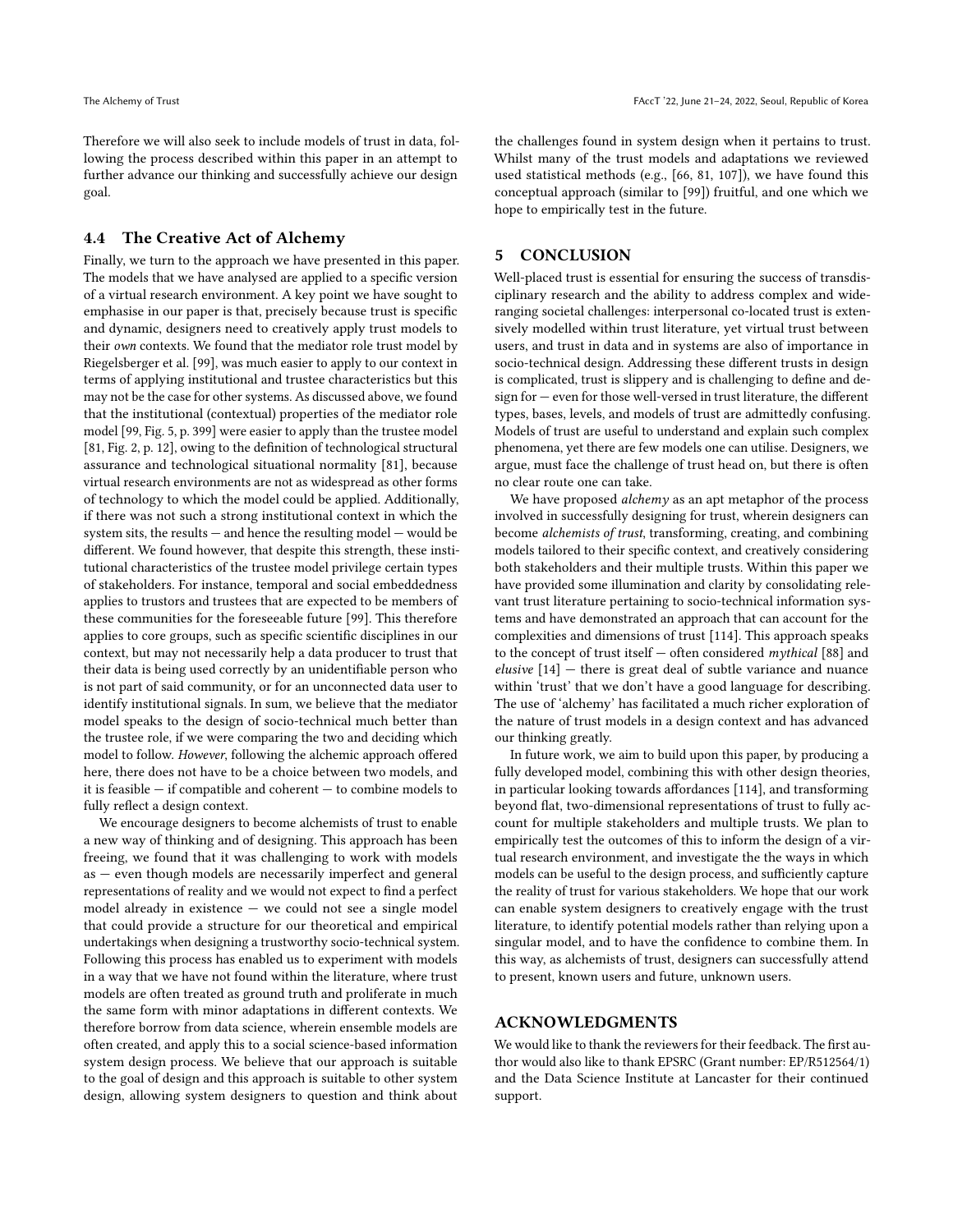Therefore we will also seek to include models of trust in data, following the process described within this paper in an attempt to further advance our thinking and successfully achieve our design goal.

### 4.4 The Creative Act of Alchemy

Finally, we turn to the approach we have presented in this paper. The models that we have analysed are applied to a specific version of a virtual research environment. A key point we have sought to emphasise in our paper is that, precisely because trust is specific and dynamic, designers need to creatively apply trust models to their *own* contexts. We found that the mediator role trust model by Riegelsberger et al. [99], was much easier to apply to our context in terms of applying institutional and trustee characteristics but this may not be the case for other systems. As discussed above, we found that the institutional (contextual) properties of the mediator role model [99, Fig. 5, p. 399] were easier to apply than the trustee model [81, Fig. 2, p. 12], owing to the definition of technological structural assurance and technological situational normality [81], because virtual research environments are not as widespread as other forms of technology to which the model could be applied. Additionally, if there was not such a strong institutional context in which the system sits, the results — and hence the resulting model — would be different. We found however, that despite this strength, these institutional characteristics of the trustee model privilege certain types of stakeholders. For instance, temporal and social embeddedness applies to trustors and trustees that are expected to be members of these communities for the foreseeable future [99]. This therefore applies to core groups, such as specific scientific disciplines in our context, but may not necessarily help a data producer to trust that their data is being used correctly by an unidentifiable person who is not part of said community, or for an unconnected data user to identify institutional signals. In sum, we believe that the mediator model speaks to the design of socio-technical much better than the trustee role, if we were comparing the two and deciding which model to follow. *However*, following the alchemic approach offered here, there does not have to be a choice between two models, and it is feasible — if compatible and coherent — to combine models to fully reflect a design context.

We encourage designers to become alchemists of trust to enable a new way of thinking and of designing. This approach has been freeing, we found that it was challenging to work with models as — even though models are necessarily imperfect and general representations of reality and we would not expect to find a perfect model already in existence — we could not see a single model that could provide a structure for our theoretical and empirical undertakings when designing a trustworthy socio-technical system. Following this process has enabled us to experiment with models in a way that we have not found within the literature, where trust models are often treated as ground truth and proliferate in much the same form with minor adaptations in different contexts. We therefore borrow from data science, wherein ensemble models are often created, and apply this to a social science-based information system design process. We believe that our approach is suitable to the goal of design and this approach is suitable to other system design, allowing system designers to question and think about the challenges found in system design when it pertains to trust. Whilst many of the trust models and adaptations we reviewed used statistical methods (e.g., [66, 81, 107]), we have found this conceptual approach (similar to [99]) fruitful, and one which we hope to empirically test in the future.

## 5 CONCLUSION

Well-placed trust is essential for ensuring the success of transdisciplinary research and the ability to address complex and wide-ranging societal challenges: interpersonal co-located trust is extensively modelled within trust literature, yet virtual trust between users, and trust in data and in systems are also of importance in socio-technical design. Addressing these different trusts in design is complicated, trust is slippery and is challenging to define and design for — even for those well-versed in trust literature, the different types, bases, levels, and models of trust are admittedly confusing. Models of trust are useful to understand and explain such complex phenomena, yet there are few models one can utilise. Designers, we argue, must face the challenge of trust head on, but there is often no clear route one can take.

We have proposed *alchemy* as an apt metaphor of the process involved in successfully designing for trust, wherein designers can become *alchemists of trust*, transforming, creating, and combining models tailored to their specific context, and creatively considering both stakeholders and their multiple trusts. Within this paper we have provided some illumination and clarity by consolidating relevant trust literature pertaining to socio-technical information systems and have demonstrated an approach that can account for the complexities and dimensions of trust [114]. This approach speaks to the concept of trust itself — often considered *mythical* [88] and *elusive* [14] — there is great deal of subtle variance and nuance within 'trust' that we don't have a good language for describing. The use of 'alchemy' has facilitated a much richer exploration of the nature of trust models in a design context and has advanced our thinking greatly.

In future work, we aim to build upon this paper, by producing a fully developed model, combining this with other design theories, in particular looking towards affordances [114], and transforming beyond flat, two-dimensional representations of trust to fully account for multiple stakeholders and multiple trusts. We plan to empirically test the outcomes of this to inform the design of a virtual research environment, and investigate the the ways in which models can be useful to the design process, and sufficiently capture the reality of trust for various stakeholders. We hope that our work can enable system designers to creatively engage with the trust literature, to identify potential models rather than relying upon a singular model, and to have the confidence to combine them. In this way, as alchemists of trust, designers can successfully attend to present, known users and future, unknown users.

## ACKNOWLEDGMENTS

We would like to thank the reviewers for their feedback. The first author would also like to thank EPSRC (Grant number: EP/R512564/1) and the Data Science Institute at Lancaster for their continued support.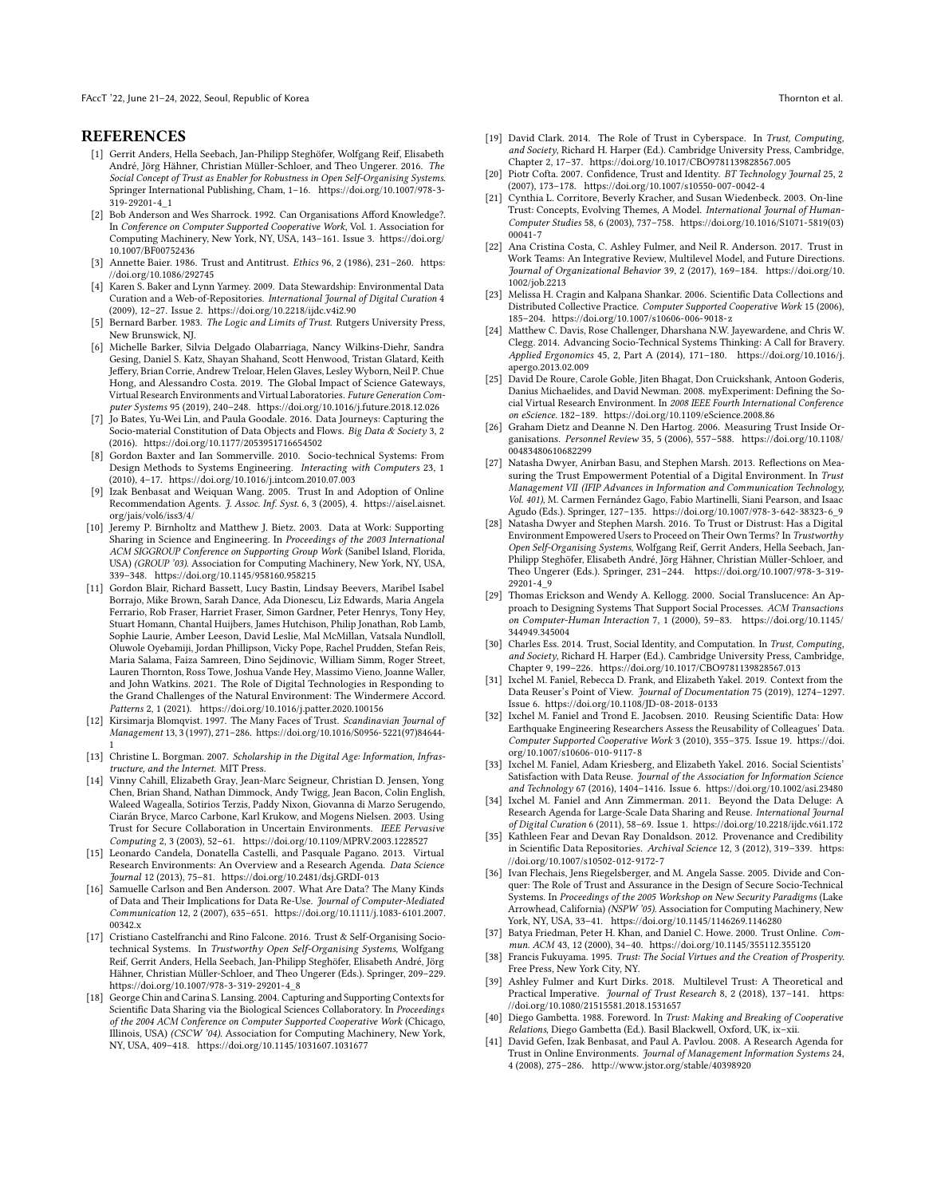## REFERENCES

[1] Gerrit Anders, Hella Seebach, Jan-Philipp Steghöfer, Wolfgang Reif, Elisabeth André, Jörg Hähner, Christian Müller-Schloer, and Theo Ungerer. 2016. *The Social Concept of Trust as Enabler for Robustness in Open Self-Organising Systems.* Springer International Publishing, Cham, 1–16. https://doi.org/10.1007/978-3-319-29201-4_1

[2] Bob Anderson and Wes Sharrock. 1992. Can Organisations Afford Knowledge?. In *Conference on Computer Supported Cooperative Work*, Vol. 1. Association for Computing Machinery, New York, NY, USA, 143–161. Issue 3. https://doi.org/10.1007/BF00752436

[3] Annette Baier. 1986. Trust and Antitrust. *Ethics* 96, 2 (1986), 231–260. https://doi.org/10.1086/292745

[4] Karen S. Baker and Lynn Yarmey. 2009. Data Stewardship: Environmental Data Curation and a Web-of-Repositories. *International Journal of Digital Curation* 4 (2009), 12–27. Issue 2. https://doi.org/10.2218/ijdc.v4i2.90

[5] Bernard Barber. 1983. *The Logic and Limits of Trust.* Rutgers University Press, New Brunswick, NJ.

[6] Michelle Barker, Silvia Delgado Olabarriaga, Nancy Wilkins-Diehr, Sandra Gesing, Daniel S. Katz, Shayan Shahand, Scott Henwood, Tristan Glatard, Keith Jeffery, Brian Corrie, Andrew Treloar, Helen Glaves, Lesley Wyborn, Neil P. Chue Hong, and Alessandro Costa. 2019. The Global Impact of Science Gateways, Virtual Research Environments and Virtual Laboratories. *Future Generation Computer Systems* 95 (2019), 240–248. https://doi.org/10.1016/j.future.2018.12.026

[7] Jo Bates, Yu-Wei Lin, and Paula Goodale. 2016. Data Journeys: Capturing the Socio-material Constitution of Data Objects and Flows. *Big Data & Society* 3, 2 (2016). https://doi.org/10.1177/2053951716654502

[8] Gordon Baxter and Ian Sommerville. 2010. Socio-technical Systems: From Design Methods to Systems Engineering. *Interacting with Computers* 23, 1 (2010), 4–17. https://doi.org/10.1016/j.intcom.2010.07.003

[9] Izak Benbasat and Weiquan Wang. 2005. Trust In and Adoption of Online Recommendation Agents. *J. Assoc. Inf. Syst.* 6, 3 (2005), 4. https://aisel.aisnet.org/jais/vol6/iss3/4/

[10] Jeremy P. Birnholtz and Matthew J. Bietz. 2003. Data at Work: Supporting Sharing in Science and Engineering. In *Proceedings of the 2003 International ACM SIGGROUP Conference on Supporting Group Work* (Sanibel Island, Florida, USA) *(GROUP '03)*. Association for Computing Machinery, New York, NY, USA, 339–348. https://doi.org/10.1145/958160.958215

[11] Gordon Blair, Richard Bassett, Lucy Bastin, Lindsay Beevers, Maribel Isabel Borrajo, Mike Brown, Sarah Dance, Ada Dionescu, Liz Edwards, Maria Angela Ferrario, Rob Fraser, Harriet Fraser, Simon Gardner, Peter Henrys, Tony Hey, Stuart Homann, Chantal Huijbers, James Hutchison, Philip Jonathan, Rob Lamb, Sophie Laurie, Amber Leeson, David Leslie, Mal McMillan, Vatsala Nundloll, Oluwole Oyebamiji, Jordan Phillipson, Vicky Pope, Rachel Prudden, Stefan Reis, Maria Salama, Faiza Samreen, Dino Sejdinovic, William Simm, Roger Street, Lauren Thornton, Ross Towe, Joshua Vande Hey, Massimo Vieno, Joanne Waller, and John Watkins. 2021. The Role of Digital Technologies in Responding to the Grand Challenges of the Natural Environment: The Windermere Accord. *Patterns* 2, 1 (2021). https://doi.org/10.1016/j.patter.2020.100156

[12] Kirsimarja Blomqvist. 1997. The Many Faces of Trust. *Scandinavian Journal of Management* 13, 3 (1997), 271–286. https://doi.org/10.1016/S0956-5221(97)84644-1

[13] Christine L. Borgman. 2007. *Scholarship in the Digital Age: Information, Infrastructure, and the Internet.* MIT Press.

[14] Vinny Cahill, Elizabeth Gray, Jean-Marc Seigneur, Christian D. Jensen, Yong Chen, Brian Shand, Nathan Dimmock, Andy Twigg, Jean Bacon, Colin English, Waleed Wagealla, Sotirios Terzis, Paddy Nixon, Giovanna di Marzo Serugendo, Ciarán Bryce, Marco Carbone, Karl Krukow, and Mogens Nielsen. 2003. Using Trust for Secure Collaboration in Uncertain Environments. *IEEE Pervasive Computing* 2, 3 (2003), 52–61. https://doi.org/10.1109/MPRV.2003.1228527

[15] Leonardo Candela, Donatella Castelli, and Pasquale Pagano. 2013. Virtual Research Environments: An Overview and a Research Agenda. *Data Science Journal* 12 (2013), 75–81. https://doi.org/10.2481/dsj.GRDI-013

[16] Samuelle Carlson and Ben Anderson. 2007. What Are Data? The Many Kinds of Data and Their Implications for Data Re-Use. *Journal of Computer-Mediated Communication* 12, 2 (2007), 635–651. https://doi.org/10.1111/j.1083-6101.2007.00342.x

[17] Cristiano Castelfranchi and Rino Falcone. 2016. Trust & Self-Organising Socio-technical Systems. In *Trustworthy Open Self-Organising Systems*, Wolfgang Reif, Gerrit Anders, Hella Seebach, Jan-Philipp Steghöfer, Elisabeth André, Jörg Hähner, Christian Müller-Schloer, and Theo Ungerer (Eds.). Springer, 209–229. https://doi.org/10.1007/978-3-319-29201-4_8

[18] George Chin and Carina S. Lansing. 2004. Capturing and Supporting Contexts for Scientific Data Sharing via the Biological Sciences Collaboratory. In *Proceedings of the 2004 ACM Conference on Computer Supported Cooperative Work* (Chicago, Illinois, USA) *(CSCW '04)*. Association for Computing Machinery, New York, NY, USA, 409–418. https://doi.org/10.1145/1031607.1031677

[19] David Clark. 2014. The Role of Trust in Cyberspace. In *Trust, Computing, and Society*, Richard H. Harper (Ed.). Cambridge University Press, Cambridge, Chapter 2, 17–37. https://doi.org/10.1017/CBO9781139828567.005

[20] Piotr Cofta. 2007. Confidence, Trust and Identity. *BT Technology Journal* 25, 2 (2007), 173–178. https://doi.org/10.1007/s10550-007-0042-4

[21] Cynthia L. Corritore, Beverly Kracher, and Susan Wiedenbeck. 2003. On-line Trust: Concepts, Evolving Themes, A Model. *International Journal of Human-Computer Studies* 58, 6 (2003), 737–758. https://doi.org/10.1016/S1071-5819(03)00041-7

[22] Ana Cristina Costa, C. Ashley Fulmer, and Neil R. Anderson. 2017. Trust in Work Teams: An Integrative Review, Multilevel Model, and Future Directions. *Journal of Organizational Behavior* 39, 2 (2017), 169–184. https://doi.org/10.1002/job.2213

[23] Melissa H. Cragin and Kalpana Shankar. 2006. Scientific Data Collections and Distributed Collective Practice. *Computer Supported Cooperative Work* 15 (2006), 185–204. https://doi.org/10.1007/s10606-006-9018-z

[24] Matthew C. Davis, Rose Challenger, Dharshana N.W. Jayewardene, and Chris W. Clegg. 2014. Advancing Socio-Technical Systems Thinking: A Call for Bravery. *Applied Ergonomics* 45, 2, Part A (2014), 171–180. https://doi.org/10.1016/j.apergo.2013.02.009

[25] David De Roure, Carole Goble, Jiten Bhagat, Don Cruickshank, Antoon Goderis, Danius Michaelides, and David Newman. 2008. myExperiment: Defining the Social Virtual Research Environment. In *2008 IEEE Fourth International Conference on eScience*. 182–189. https://doi.org/10.1109/eScience.2008.86

[26] Graham Dietz and Deanne N. Den Hartog. 2006. Measuring Trust Inside Organisations. *Personnel Review* 35, 5 (2006), 557–588. https://doi.org/10.1108/00483480610682299

[27] Natasha Dwyer, Anirban Basu, and Stephen Marsh. 2013. Reflections on Measuring the Trust Empowerment Potential of a Digital Environment. In *Trust Management VII (IFIP Advances in Information and Communication Technology, Vol. 401)*, M. Carmen Fernández Gago, Fabio Martinelli, Siani Pearson, and Isaac Agudo (Eds.). Springer, 127–135. https://doi.org/10.1007/978-3-642-38323-6_9

[28] Natasha Dwyer and Stephen Marsh. 2016. To Trust or Distrust: Has a Digital Environment Empowered Users to Proceed on Their Own Terms? In *Trustworthy Open Self-Organising Systems*, Wolfgang Reif, Gerrit Anders, Hella Seebach, Jan-Philipp Steghöfer, Elisabeth André, Jörg Hähner, Christian Müller-Schloer, and Theo Ungerer (Eds.). Springer, 231–244. https://doi.org/10.1007/978-3-319-29201-4_9

[29] Thomas Erickson and Wendy A. Kellogg. 2000. Social Translucence: An Approach to Designing Systems That Support Social Processes. *ACM Transactions on Computer-Human Interaction* 7, 1 (2000), 59–83. https://doi.org/10.1145/344949.345004

[30] Charles Ess. 2014. Trust, Social Identity, and Computation. In *Trust, Computing, and Society*, Richard H. Harper (Ed.). Cambridge University Press, Cambridge, Chapter 9, 199–226. https://doi.org/10.1017/CBO9781139828567.013

[31] Ixchel M. Faniel, Rebecca D. Frank, and Elizabeth Yakel. 2019. Context from the Data Reuser's Point of View. *Journal of Documentation* 75 (2019), 1274–1297. Issue 6. https://doi.org/10.1108/JD-08-2018-0133

[32] Ixchel M. Faniel and Trond E. Jacobsen. 2010. Reusing Scientific Data: How Earthquake Engineering Researchers Assess the Reusability of Colleagues' Data. *Computer Supported Cooperative Work* 3 (2010), 355–375. Issue 19. https://doi.org/10.1007/s10606-010-9117-8

[33] Ixchel M. Faniel, Adam Kriesberg, and Elizabeth Yakel. 2016. Social Scientists' Satisfaction with Data Reuse. *Journal of the Association for Information Science and Technology* 67 (2016), 1404–1416. Issue 6. https://doi.org/10.1002/asi.23480

[34] Ixchel M. Faniel and Ann Zimmerman. 2011. Beyond the Data Deluge: A Research Agenda for Large-Scale Data Sharing and Reuse. *International Journal of Digital Curation* 6 (2011), 58–69. Issue 1. https://doi.org/10.2218/ijdc.v6i1.172

[35] Kathleen Fear and Devan Ray Donaldson. 2012. Provenance and Credibility in Scientific Data Repositories. *Archival Science* 12, 3 (2012), 319–339. https://doi.org/10.1007/s10502-012-9172-7

[36] Ivan Flechais, Jens Riegelsberger, and M. Angela Sasse. 2005. Divide and Conquer: The Role of Trust and Assurance in the Design of Secure Socio-Technical Systems. In *Proceedings of the 2005 Workshop on New Security Paradigms* (Lake Arrowhead, California) *(NSPW '05)*. Association for Computing Machinery, New York, NY, USA, 33–41. https://doi.org/10.1145/1146269.1146280

[37] Batya Friedman, Peter H. Khan, and Daniel C. Howe. 2000. Trust Online. *Commun. ACM* 43, 12 (2000), 34–40. https://doi.org/10.1145/355112.355120

[38] Francis Fukuyama. 1995. *Trust: The Social Virtues and the Creation of Prosperity.* Free Press, New York City, NY.

[39] Ashley Fulmer and Kurt Dirks. 2018. Multilevel Trust: A Theoretical and Practical Imperative. *Journal of Trust Research* 8, 2 (2018), 137–141. https://doi.org/10.1080/21515581.2018.1531657

[40] Diego Gambetta. 1988. Foreword. In *Trust: Making and Breaking of Cooperative Relations*, Diego Gambetta (Ed.). Basil Blackwell, Oxford, UK, ix–xii.

[41] David Gefen, Izak Benbasat, and Paul A. Pavlou. 2008. A Research Agenda for Trust in Online Environments. *Journal of Management Information Systems* 24, 4 (2008), 275–286. http://www.jstor.org/stable/40398920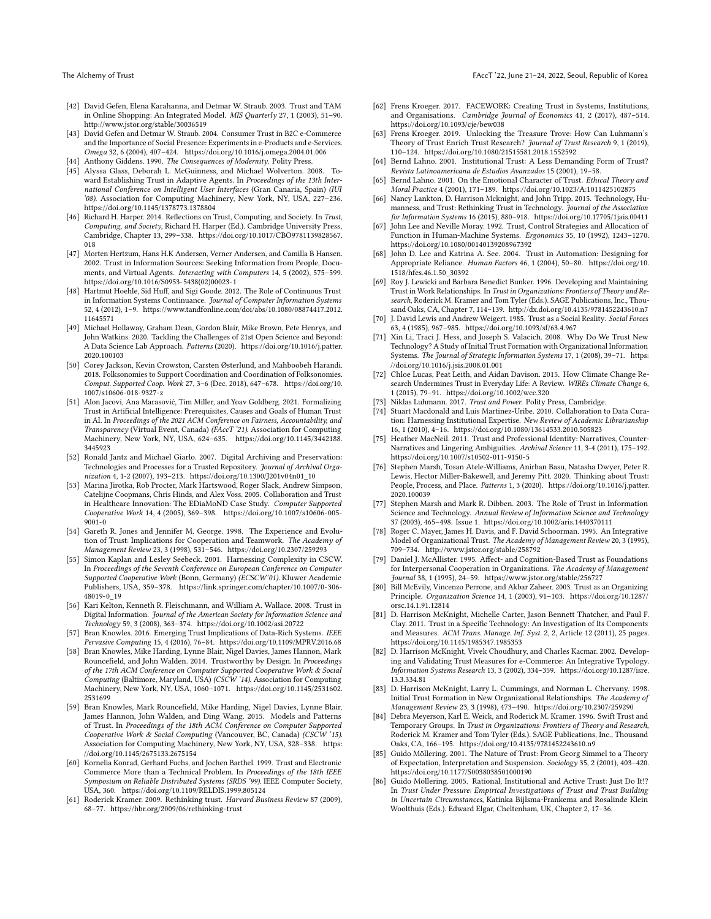[42] David Gefen, Elena Karahanna, and Detmar W. Straub. 2003. Trust and TAM in Online Shopping: An Integrated Model. *MIS Quarterly* 27, 1 (2003), 51–90. http://www.jstor.org/stable/30036519

[43] David Gefen and Detmar W. Straub. 2004. Consumer Trust in B2C e-Commerce and the Importance of Social Presence: Experiments in e-Products and e-Services. *Omega* 32, 6 (2004), 407–424. https://doi.org/10.1016/j.omega.2004.01.006

[44] Anthony Giddens. 1990. *The Consequences of Modernity*. Polity Press.

[45] Alyssa Glass, Deborah L. McGuinness, and Michael Wolverton. 2008. Toward Establishing Trust in Adaptive Agents. In *Proceedings of the 13th International Conference on Intelligent User Interfaces* (Gran Canaria, Spain) *(IUI '08)*. Association for Computing Machinery, New York, NY, USA, 227–236. https://doi.org/10.1145/1378773.1378804

[46] Richard H. Harper. 2014. Reflections on Trust, Computing, and Society. In *Trust, Computing, and Society*, Richard H. Harper (Ed.). Cambridge University Press, Cambridge, Chapter 13, 299–338. https://doi.org/10.1017/CBO9781139828567.018

[47] Morten Hertzum, Hans H.K Andersen, Verner Andersen, and Camilla B Hansen. 2002. Trust in Information Sources: Seeking Information from People, Documents, and Virtual Agents. *Interacting with Computers* 14, 5 (2002), 575–599. https://doi.org/10.1016/S0953-5438(02)00023-1

[48] Hartmut Hoehle, Sid Huff, and Sigi Goode. 2012. The Role of Continuous Trust in Information Systems Continuance. *Journal of Computer Information Systems* 52, 4 (2012), 1–9. https://www.tandfonline.com/doi/abs/10.1080/08874417.2012.11645571

[49] Michael Hollaway, Graham Dean, Gordon Blair, Mike Brown, Pete Henrys, and John Watkins. 2020. Tackling the Challenges of 21st Open Science and Beyond: A Data Science Lab Approach. *Patterns* (2020). https://doi.org/10.1016/j.patter.2020.100103

[50] Corey Jackson, Kevin Crowston, Carsten Østerlund, and Mahboobeh Harandi. 2018. Folksonomies to Support Coordination and Coordination of Folksonomies. *Comput. Supported Coop. Work* 27, 3–6 (Dec. 2018), 647–678. https://doi.org/10.1007/s10606-018-9327-z

[51] Alon Jacovi, Ana Marasović, Tim Miller, and Yoav Goldberg. 2021. Formalizing Trust in Artificial Intelligence: Prerequisites, Causes and Goals of Human Trust in AI. In *Proceedings of the 2021 ACM Conference on Fairness, Accountability, and Transparency* (Virtual Event, Canada) *(FAccT '21)*. Association for Computing Machinery, New York, NY, USA, 624–635. https://doi.org/10.1145/3442188.3445923

[52] Ronald Jantz and Michael Giarlo. 2007. Digital Archiving and Preservation: Technologies and Processes for a Trusted Repository. *Journal of Archival Organization* 4, 1-2 (2007), 193–213. https://doi.org/10.1300/J201v04n01_10

[53] Marina Jirotka, Rob Procter, Mark Hartswood, Roger Slack, Andrew Simpson, Catelijne Coopmans, Chris Hinds, and Alex Voss. 2005. Collaboration and Trust in Healthcare Innovation: The EDiaMoND Case Study. *Computer Supported Cooperative Work* 14, 4 (2005), 369–398. https://doi.org/10.1007/s10606-005-9001-0

[54] Gareth R. Jones and Jennifer M. George. 1998. The Experience and Evolution of Trust: Implications for Cooperation and Teamwork. *The Academy of Management Review* 23, 3 (1998), 531–546. https://doi.org/10.2307/259293

[55] Simon Kaplan and Lesley Seebeck. 2001. Harnessing Complexity in CSCW. In *Proceedings of the Seventh Conference on European Conference on Computer Supported Cooperative Work* (Bonn, Germany) *(ECSCW'01)*. Kluwer Academic Publishers, USA, 359–378. https://link.springer.com/chapter/10.1007/0-306-48019-0_19

[56] Kari Kelton, Kenneth R. Fleischmann, and William A. Wallace. 2008. Trust in Digital Information. *Journal of the American Society for Information Science and Technology* 59, 3 (2008), 363–374. https://doi.org/10.1002/asi.20722

[57] Bran Knowles. 2016. Emerging Trust Implications of Data-Rich Systems. *IEEE Pervasive Computing* 15, 4 (2016), 76–84. https://doi.org/10.1109/MPRV.2016.68

[58] Bran Knowles, Mike Harding, Lynne Blair, Nigel Davies, James Hannon, Mark Rouncefield, and John Walden. 2014. Trustworthy by Design. In *Proceedings of the 17th ACM Conference on Computer Supported Cooperative Work & Social Computing* (Baltimore, Maryland, USA) *(CSCW '14)*. Association for Computing Machinery, New York, NY, USA, 1060–1071. https://doi.org/10.1145/2531602.2531699

[59] Bran Knowles, Mark Rouncefield, Mike Harding, Nigel Davies, Lynne Blair, James Hannon, John Walden, and Ding Wang. 2015. Models and Patterns of Trust. In *Proceedings of the 18th ACM Conference on Computer Supported Cooperative Work & Social Computing* (Vancouver, BC, Canada) *(CSCW '15)*. Association for Computing Machinery, New York, NY, USA, 328–338. https://doi.org/10.1145/2675133.2675154

[60] Kornelia Konrad, Gerhard Fuchs, and Jochen Barthel. 1999. Trust and Electronic Commerce More than a Technical Problem. In *Proceedings of the 18th IEEE Symposium on Reliable Distributed Systems (SRDS '99)*. IEEE Computer Society, USA, 360. https://doi.org/10.1109/RELDIS.1999.805124

[61] Roderick Kramer. 2009. Rethinking trust. *Harvard Business Review* 87 (2009), 68–77. https://hbr.org/2009/06/rethinking-trust

[62] Frens Kroeger. 2017. FACEWORK: Creating Trust in Systems, Institutions, and Organisations. *Cambridge Journal of Economics* 41, 2 (2017), 487–514. https://doi.org/10.1093/cje/bew038

[63] Frens Kroeger. 2019. Unlocking the Treasure Trove: How Can Luhmann's Theory of Trust Enrich Trust Research? *Journal of Trust Research* 9, 1 (2019), 110–124. https://doi.org/10.1080/21515581.2018.1552592

[64] Bernd Lahno. 2001. Institutional Trust: A Less Demanding Form of Trust? *Revista Latinoamericana de Estudios Avanzados* 15 (2001), 19–58.

[65] Bernd Lahno. 2001. On the Emotional Character of Trust. *Ethical Theory and Moral Practice* 4 (2001), 171–189. https://doi.org/10.1023/A:1011425102875

[66] Nancy Lankton, D. Harrison Mcknight, and John Tripp. 2015. Technology, Humanness, and Trust: Rethinking Trust in Technology. *Journal of the Association for Information Systems* 16 (2015), 880–918. https://doi.org/10.17705/1jais.00411

[67] John Lee and Neville Moray. 1992. Trust, Control Strategies and Allocation of Function in Human-Machine Systems. *Ergonomics* 35, 10 (1992), 1243–1270. https://doi.org/10.1080/00140139208967392

[68] John D. Lee and Katrina A. See. 2004. Trust in Automation: Designing for Appropriate Reliance. *Human Factors* 46, 1 (2004), 50–80. https://doi.org/10.1518/hfes.46.1.50_30392

[69] Roy J. Lewicki and Barbara Benedict Bunker. 1996. Developing and Maintaining Trust in Work Relationships. In *Trust in Organizations: Frontiers of Theory and Research*, Roderick M. Kramer and Tom Tyler (Eds.). SAGE Publications, Inc., Thousand Oaks, CA, Chapter 7, 114–139. http://dx.doi.org/10.4135/9781452243610.n7

[70] J. David Lewis and Andrew Weigert. 1985. Trust as a Social Reality. *Social Forces* 63, 4 (1985), 967–985. https://doi.org/10.1093/sf/63.4.967

[71] Xin Li, Traci J. Hess, and Joseph S. Valacich. 2008. Why Do We Trust New Technology? A Study of Initial Trust Formation with Organizational Information Systems. *The Journal of Strategic Information Systems* 17, 1 (2008), 39–71. https://doi.org/10.1016/j.jsis.2008.01.001

[72] Chloe Lucas, Peat Leith, and Aidan Davison. 2015. How Climate Change Research Undermines Trust in Everyday Life: A Review. *WIREs Climate Change* 6, 1 (2015), 79–91. https://doi.org/10.1002/wcc.320

[73] Niklas Luhmann. 2017. *Trust and Power*. Polity Press, Cambridge.

[74] Stuart Macdonald and Luis Martinez-Uribe. 2010. Collaboration to Data Curation: Harnessing Institutional Expertise. *New Review of Academic Librarianship* 16, 1 (2010), 4–16. https://doi.org/10.1080/13614533.2010.505823

[75] Heather MacNeil. 2011. Trust and Professional Identity: Narratives, Counter-Narratives and Lingering Ambiguities. *Archival Science* 11, 3-4 (2011), 175–192. https://doi.org/10.1007/s10502-011-9150-5

[76] Stephen Marsh, Tosan Atele-Williams, Anirban Basu, Natasha Dwyer, Peter R. Lewis, Hector Miller-Bakewell, and Jeremy Pitt. 2020. Thinking about Trust: People, Process, and Place. *Patterns* 1, 3 (2020). https://doi.org/10.1016/j.patter.2020.100039

[77] Stephen Marsh and Mark R. Dibben. 2003. The Role of Trust in Information Science and Technology. *Annual Review of Information Science and Technology* 37 (2003), 465–498. Issue 1. https://doi.org/10.1002/aris.1440370111

[78] Roger C. Mayer, James H. Davis, and F. David Schoorman. 1995. An Integrative Model of Organizational Trust. *The Academy of Management Review* 20, 3 (1995), 709–734. http://www.jstor.org/stable/258792

[79] Daniel J. McAllister. 1995. Affect- and Cognition-Based Trust as Foundations for Interpersonal Cooperation in Organizations. *The Academy of Management Journal* 38, 1 (1995), 24–59. https://www.jstor.org/stable/256727

[80] Bill McEvily, Vincenzo Perrone, and Akbar Zaheer. 2003. Trust as an Organizing Principle. *Organization Science* 14, 1 (2003), 91–103. https://doi.org/10.1287/orsc.14.1.91.12814

[81] D. Harrison McKnight, Michelle Carter, Jason Bennett Thatcher, and Paul F. Clay. 2011. Trust in a Specific Technology: An Investigation of Its Components and Measures. *ACM Trans. Manage. Inf. Syst.* 2, 2, Article 12 (2011), 25 pages. https://doi.org/10.1145/1985347.1985353

[82] D. Harrison McKnight, Vivek Choudhury, and Charles Kacmar. 2002. Developing and Validating Trust Measures for e-Commerce: An Integrative Typology. *Information Systems Research* 13, 3 (2002), 334–359. https://doi.org/10.1287/isre.13.3.334.81

[83] D. Harrison McKnight, Larry L. Cummings, and Norman L. Chervany. 1998. Initial Trust Formation in New Organizational Relationships. *The Academy of Management Review* 23, 3 (1998), 473–490. https://doi.org/10.2307/259290

[84] Debra Meyerson, Karl E. Weick, and Roderick M. Kramer. 1996. Swift Trust and Temporary Groups. In *Trust in Organizations: Frontiers of Theory and Research*, Roderick M. Kramer and Tom Tyler (Eds.). SAGE Publications, Inc., Thousand Oaks, CA, 166–195. https://doi.org/10.4135/9781452243610.n9

[85] Guido Möllering. 2001. The Nature of Trust: From Georg Simmel to a Theory of Expectation, Interpretation and Suspension. *Sociology* 35, 2 (2001), 403–420. https://doi.org/10.1177/S0038038501000190

[86] Guido Möllering. 2005. Rational, Institutional and Active Trust: Just Do It!? In *Trust Under Pressure: Empirical Investigations of Trust and Trust Building in Uncertain Circumstances*, Katinka Bijlsma-Frankema and Rosalinde Klein Woolthuis (Eds.). Edward Elgar, Cheltenham, UK, Chapter 2, 17–36.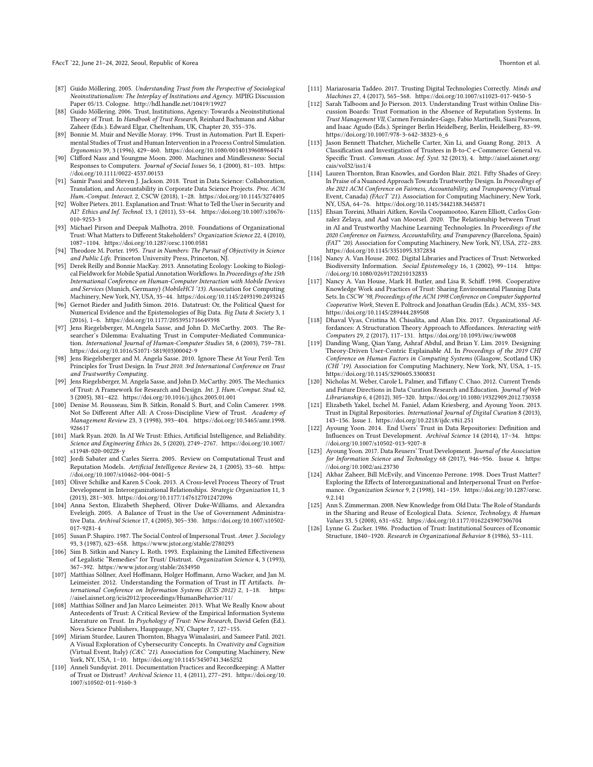[87] Guido Möllering. 2005. *Understanding Trust from the Perspective of Sociological Neoinstitutionalism: The Interplay of Institutions and Agency.* MPIfG Discussion Paper 05/13. Cologne. http://hdl.handle.net/10419/19927

[88] Guido Möllering. 2006. Trust, Institutions, Agency: Towards a Neoinstitutional Theory of Trust. In *Handbook of Trust Research*, Reinhard Bachmann and Akbar Zaheer (Eds.). Edward Elgar, Cheltenham, UK, Chapter 20, 355–376.

[89] Bonnie M. Muir and Neville Moray. 1996. Trust in Automation. Part II. Experimental Studies of Trust and Human Intervention in a Process Control Simulation. *Ergonomics* 39, 3 (1996), 429–460. https://doi.org/10.1080/00140139608964474

[90] Clifford Nass and Youngme Moon. 2000. Machines and Mindlessness: Social Responses to Computers. *Journal of Social Issues* 56, 1 (2000), 81–103. https://doi.org/10.1111/0022-4537.00153

[91] Samir Passi and Steven J. Jackson. 2018. Trust in Data Science: Collaboration, Translation, and Accountability in Corporate Data Science Projects. *Proc. ACM Hum.-Comput. Interact.* 2, CSCW (2018), 1–28. https://doi.org/10.1145/3274405

[92] Wolter Pieters. 2011. Explanation and Trust: What to Tell the User in Security and AI? *Ethics and Inf. Technol.* 13, 1 (2011), 53–64. https://doi.org/10.1007/s10676-010-9253-3

[93] Michael Pirson and Deepak Malhotra. 2010. Foundations of Organizational Trust: What Matters to Different Stakeholders? *Organization Science* 22, 4 (2010), 1087–1104. https://doi.org/10.1287/orsc.1100.0581

[94] Theodore M. Porter. 1995. *Trust in Numbers: The Pursuit of Objectivity in Science and Public Life.* Princeton University Press, Princeton, NJ.

[95] Derek Reilly and Bonnie MacKay. 2013. Annotating Ecology: Looking to Biological Fieldwork for Mobile Spatial Annotation Workflows. In *Proceedings of the 15th International Conference on Human-Computer Interaction with Mobile Devices and Services* (Munich, Germany) *(MobileHCI '13)*. Association for Computing Machinery, New York, NY, USA, 35–44. https://doi.org/10.1145/2493190.2493245

[96] Gernot Rieder and Judith Simon. 2016. Datatrust: Or, the Political Quest for Numerical Evidence and the Epistemologies of Big Data. *Big Data & Society* 3, 1 (2016), 1–6. https://doi.org/10.1177/2053951716649398

[97] Jens Riegelsberger, M.Angela Sasse, and John D. McCarthy. 2003. The Researcher's Dilemma: Evaluating Trust in Computer-Mediated Communication. *International Journal of Human-Computer Studies* 58, 6 (2003), 759–781. https://doi.org/10.1016/S1071-5819(03)00042-9

[98] Jens Riegelsberger and M. Angela Sasse. 2010. Ignore These At Your Peril: Ten Principles for Trust Design. In *Trust 2010. 3rd International Conference on Trust and Trustworthy Computing.*

[99] Jens Riegelsberger, M. Angela Sasse, and John D. McCarthy. 2005. The Mechanics of Trust: A Framework for Research and Design. *Int. J. Hum.-Comput. Stud.* 62, 3 (2005), 381–422. https://doi.org/10.1016/j.ijhcs.2005.01.001

[100] Denise M. Rousseau, Sim B. Sitkin, Ronald S. Burt, and Colin Camerer. 1998. Not So Different After All: A Cross-Discipline View of Trust. *Academy of Management Review* 23, 3 (1998), 393–404. https://doi.org/10.5465/amr.1998.926617

[101] Mark Ryan. 2020. In AI We Trust: Ethics, Artificial Intelligence, and Reliability. *Science and Engineering Ethics* 26, 5 (2020), 2749–2767. https://doi.org/10.1007/s11948-020-00228-y

[102] Jordi Sabater and Carles Sierra. 2005. Review on Computational Trust and Reputation Models. *Artificial Intelligence Review* 24, 1 (2005), 33–60. https://doi.org/10.1007/s10462-004-0041-5

[103] Oliver Schilke and Karen S Cook. 2013. A Cross-level Process Theory of Trust Development in Interorganizational Relationships. *Strategic Organization* 11, 3 (2013), 281–303. https://doi.org/10.1177/1476127012472096

[104] Anna Sexton, Elizabeth Shepherd, Oliver Duke-Williams, and Alexandra Eveleigh. 2005. A Balance of Trust in the Use of Government Administrative Data. *Archival Science* 17, 4 (2005), 305–330. https://doi.org/10.1007/s10502-017-9281-4

[105] Susan P. Shapiro. 1987. The Social Control of Impersonal Trust. *Amer. J. Sociology* 93, 3 (1987), 623–658. https://www.jstor.org/stable/2780293

[106] Sim B. Sitkin and Nancy L. Roth. 1993. Explaining the Limited Effectiveness of Legalistic "Remedies" for Trust/ Distrust. *Organization Science* 4, 3 (1993), 367–392. https://www.jstor.org/stable/2634950

[107] Matthias Söllner, Axel Hoffmann, Holger Hoffmann, Arno Wacker, and Jan M. Leimeister. 2012. Understanding the Formation of Trust in IT Artifacts. *International Conference on Information Systems (ICIS 2012)* 2, 1–18. https://aisel.aisnet.org/icis2012/proceedings/HumanBehavior/11/

[108] Matthias Söllner and Jan Marco Leimeister. 2013. What We Really Know about Antecedents of Trust: A Critical Review of the Empirical Information Systems Literature on Trust. In *Psychology of Trust: New Research*, David Gefen (Ed.). Nova Science Publishers, Hauppauge, NY, Chapter 7, 127–155.

[109] Miriam Sturdee, Lauren Thornton, Bhagya Wimalasiri, and Sameer Patil. 2021. A Visual Exploration of Cybersecurity Concepts. In *Creativity and Cognition* (Virtual Event, Italy) *(C&C '21)*. Association for Computing Machinery, New York, NY, USA, 1–10. https://doi.org/10.1145/3450741.3465252

[110] Anneli Sundqvist. 2011. Documentation Practices and Recordkeeping: A Matter of Trust or Distrust? *Archival Science* 11, 4 (2011), 277–291. https://doi.org/10.1007/s10502-011-9160-3

[111] Mariarosaria Taddeo. 2017. Trusting Digital Technologies Correctly. *Minds and Machines* 27, 4 (2017), 565–568. https://doi.org/10.1007/s11023-017-9450-5

[112] Sarah Talboom and Jo Pierson. 2013. Understanding Trust within Online Discussion Boards: Trust Formation in the Absence of Reputation Systems. In *Trust Management VII*, Carmen Fernández-Gago, Fabio Martinelli, Siani Pearson, and Isaac Agudo (Eds.). Springer Berlin Heidelberg, Berlin, Heidelberg, 83–99. https://doi.org/10.1007/978-3-642-38323-6_6

[113] Jason Bennett Thatcher, Michelle Carter, Xin Li, and Guang Rong. 2013. A Classification and Investigation of Trustees in B-to-C e-Commerce: General vs. Specific Trust. *Commun. Assoc. Inf. Syst.* 32 (2013), 4. http://aisel.aisnet.org/cais/vol32/iss1/4

[114] Lauren Thornton, Bran Knowles, and Gordon Blair. 2021. Fifty Shades of Grey: In Praise of a Nuanced Approach Towards Trustworthy Design. In *Proceedings of the 2021 ACM Conference on Fairness, Accountability, and Transparency* (Virtual Event, Canada) *(FAccT '21)*. Association for Computing Machinery, New York, NY, USA, 64–76. https://doi.org/10.1145/3442188.3445871

[115] Ehsan Toreini, Mhairi Aitken, Kovila Coopamootoo, Karen Elliott, Carlos Gonzalez Zelaya, and Aad van Moorsel. 2020. The Relationship between Trust in AI and Trustworthy Machine Learning Technologies. In *Proceedings of the 2020 Conference on Fairness, Accountability, and Transparency* (Barcelona, Spain) *(FAT* '20)*. Association for Computing Machinery, New York, NY, USA, 272–283. https://doi.org/10.1145/3351095.3372834

[116] Nancy A. Van House. 2002. Digital Libraries and Practices of Trust: Networked Biodiversity Information. *Social Epistemology* 16, 1 (2002), 99–114. https://doi.org/10.1080/02691720210132833

[117] Nancy A. Van House, Mark H. Butler, and Lisa R. Schiff. 1998. Cooperative Knowledge Work and Practices of Trust: Sharing Environmental Planning Data Sets. In *CSCW '98, Proceedings of the ACM 1998 Conference on Computer Supported Cooperative Work*, Steven E. Poltrock and Jonathan Grudin (Eds.). ACM, 335–343. https://doi.org/10.1145/289444.289508

[118] Dhaval Vyas, Cristina M. Chisalita, and Alan Dix. 2017. Organizational Affordances: A Structuration Theory Approach to Affordances. *Interacting with Computers* 29, 2 (2017), 117–131. https://doi.org/10.1093/iwc/iww008

[119] Danding Wang, Qian Yang, Ashraf Abdul, and Brian Y. Lim. 2019. Designing Theory-Driven User-Centric Explainable AI. In *Proceedings of the 2019 CHI Conference on Human Factors in Computing Systems* (Glasgow, Scotland UK) *(CHI '19)*. Association for Computing Machinery, New York, NY, USA, 1–15. https://doi.org/10.1145/3290605.3300831

[120] Nicholas M. Weber, Carole L. Palmer, and Tiffany C. Chao. 2012. Current Trends and Future Directions in Data Curation Research and Education. *Journal of Web Librarianship* 6, 4 (2012), 305–320. https://doi.org/10.1080/19322909.2012.730358

[121] Elizabeth Yakel, Ixchel M. Faniel, Adam Kriesberg, and Ayoung Yoon. 2013. Trust in Digital Repositories. *International Journal of Digital Curation* 8 (2013), 143–156. Issue 1. https://doi.org/10.2218/ijdc.v8i1.251

[122] Ayoung Yoon. 2014. End Users' Trust in Data Repositories: Definition and Influences on Trust Development. *Archival Science* 14 (2014), 17–34. https://doi.org/10.1007/s10502-013-9207-8

[123] Ayoung Yoon. 2017. Data Reusers' Trust Development. *Journal of the Association for Information Science and Technology* 68 (2017), 946–956. Issue 4. https://doi.org/10.1002/asi.23730

[124] Akbar Zaheer, Bill McEvily, and Vincenzo Perrone. 1998. Does Trust Matter? Exploring the Effects of Interorganizational and Interpersonal Trust on Performance. *Organization Science* 9, 2 (1998), 141–159. https://doi.org/10.1287/orsc.9.2.141

[125] Ann S. Zimmerman. 2008. New Knowledge from Old Data: The Role of Standards in the Sharing and Reuse of Ecological Data. *Science, Technology, & Human Values* 33, 5 (2008), 631–652. https://doi.org/10.1177/0162243907306704

[126] Lynne G. Zucker. 1986. Production of Trust: Institutional Sources of Economic Structure, 1840–1920. *Research in Organizational Behavior* 8 (1986), 53–111.